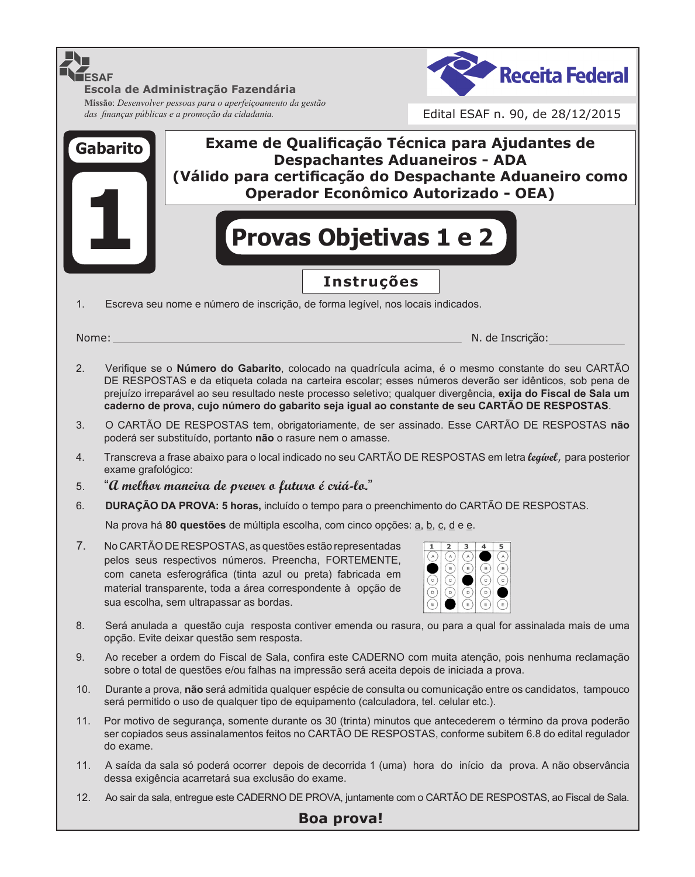ESAF
**Escola de Administração Fazendária**

**Missão**: *Desenvolver pessoas para o aperfeiçoamento da gestão das finanças públicas e a promoção da cidadania.*

Receita Federal

Edital ESAF n. 90, de 28/12/2015

**Gabarito 1**

# Exame de Qualificação Técnica para Ajudantes de Despachantes Aduaneiros - ADA (Válido para certificação do Despachante Aduaneiro como Operador Econômico Autorizado - OEA)

# Provas Objetivas 1 e 2

## Instruções

1. Escreva seu nome e número de inscrição, de forma legível, nos locais indicados.

Nome: ________________________________________________ N. de Inscrição: ____________

2. Verifique se o **Número do Gabarito**, colocado na quadrícula acima, é o mesmo constante do seu CARTÃO DE RESPOSTAS e da etiqueta colada na carteira escolar; esses números deverão ser idênticos, sob pena de prejuízo irreparável ao seu resultado neste processo seletivo; qualquer divergência, **exija do Fiscal de Sala um caderno de prova, cujo número do gabarito seja igual ao constante de seu CARTÃO DE RESPOSTAS**.
3. O CARTÃO DE RESPOSTAS tem, obrigatoriamente, de ser assinado. Esse CARTÃO DE RESPOSTAS **não** poderá ser substituído, portanto **não** o rasure nem o amasse.
4. Transcreva a frase abaixo para o local indicado no seu CARTÃO DE RESPOSTAS em letra ***legível***, para posterior exame grafológico:
5. "***A melhor maneira de prever o futuro é criá-lo.***"
6. **DURAÇÃO DA PROVA: 5 horas,** incluído o tempo para o preenchimento do CARTÃO DE RESPOSTAS.

   Na prova há **80 questões** de múltipla escolha, com cinco opções: a, b, c, d e e.
7. No CARTÃO DE RESPOSTAS, as questões estão representadas pelos seus respectivos números. Preencha, FORTEMENTE, com caneta esferográfica (tinta azul ou preta) fabricada em material transparente, toda a área correspondente à opção de sua escolha, sem ultrapassar as bordas.
8. Será anulada a questão cuja resposta contiver emenda ou rasura, ou para a qual for assinalada mais de uma opção. Evite deixar questão sem resposta.
9. Ao receber a ordem do Fiscal de Sala, confira este CADERNO com muita atenção, pois nenhuma reclamação sobre o total de questões e/ou falhas na impressão será aceita depois de iniciada a prova.
10. Durante a prova, **não** será admitida qualquer espécie de consulta ou comunicação entre os candidatos, tampouco será permitido o uso de qualquer tipo de equipamento (calculadora, tel. celular etc.).
11. Por motivo de segurança, somente durante os 30 (trinta) minutos que antecederem o término da prova poderão ser copiados seus assinalamentos feitos no CARTÃO DE RESPOSTAS, conforme subitem 6.8 do edital regulador do exame.
11. A saída da sala só poderá ocorrer depois de decorrida 1 (uma) hora do início da prova. A não observância dessa exigência acarretará sua exclusão do exame.
12. Ao sair da sala, entregue este CADERNO DE PROVA, juntamente com o CARTÃO DE RESPOSTAS, ao Fiscal de Sala.

**Boa prova!**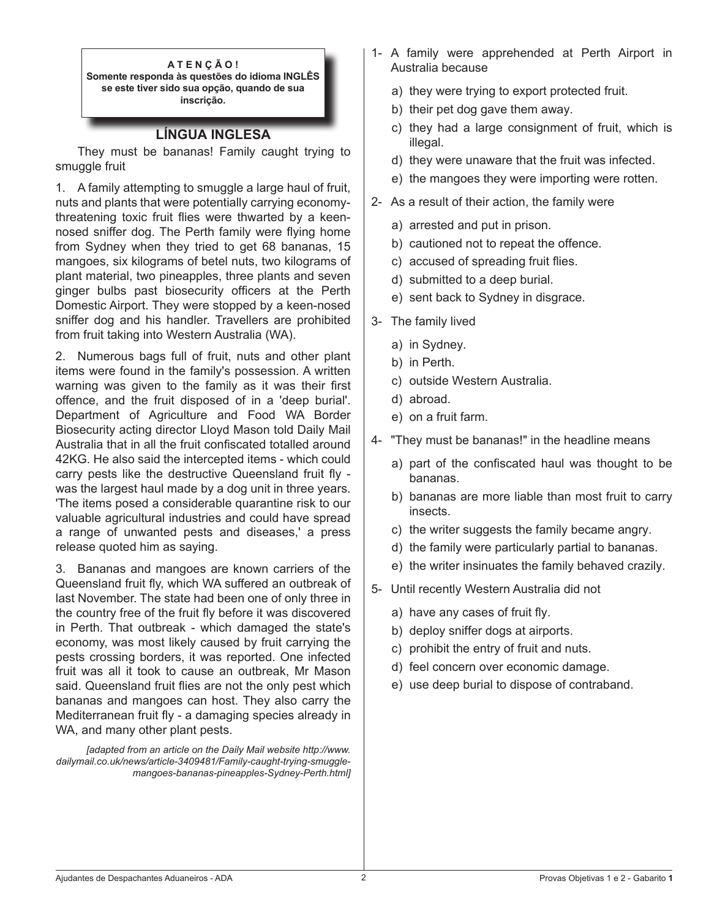**A T E N Ç Ã O !**
**Somente responda às questões do idioma INGLÊS se este tiver sido sua opção, quando de sua inscrição.**

## LÍNGUA INGLESA

They must be bananas! Family caught trying to smuggle fruit

1. A family attempting to smuggle a large haul of fruit, nuts and plants that were potentially carrying economy-threatening toxic fruit flies were thwarted by a keen-nosed sniffer dog. The Perth family were flying home from Sydney when they tried to get 68 bananas, 15 mangoes, six kilograms of betel nuts, two kilograms of plant material, two pineapples, three plants and seven ginger bulbs past biosecurity officers at the Perth Domestic Airport. They were stopped by a keen-nosed sniffer dog and his handler. Travellers are prohibited from fruit taking into Western Australia (WA).

2. Numerous bags full of fruit, nuts and other plant items were found in the family's possession. A written warning was given to the family as it was their first offence, and the fruit disposed of in a 'deep burial'. Department of Agriculture and Food WA Border Biosecurity acting director Lloyd Mason told Daily Mail Australia that in all the fruit confiscated totalled around 42KG. He also said the intercepted items - which could carry pests like the destructive Queensland fruit fly - was the largest haul made by a dog unit in three years. 'The items posed a considerable quarantine risk to our valuable agricultural industries and could have spread a range of unwanted pests and diseases,' a press release quoted him as saying.

3. Bananas and mangoes are known carriers of the Queensland fruit fly, which WA suffered an outbreak of last November. The state had been one of only three in the country free of the fruit fly before it was discovered in Perth. That outbreak - which damaged the state's economy, was most likely caused by fruit carrying the pests crossing borders, it was reported. One infected fruit was all it took to cause an outbreak, Mr Mason said. Queensland fruit flies are not the only pest which bananas and mangoes can host. They also carry the Mediterranean fruit fly - a damaging species already in WA, and many other plant pests.

*[adapted from an article on the Daily Mail website http://www.dailymail.co.uk/news/article-3409481/Family-caught-trying-smuggle-mangoes-bananas-pineapples-Sydney-Perth.html]*

1- A family were apprehended at Perth Airport in Australia because

a) they were trying to export protected fruit.
b) their pet dog gave them away.
c) they had a large consignment of fruit, which is illegal.
d) they were unaware that the fruit was infected.
e) the mangoes they were importing were rotten.

2- As a result of their action, the family were

a) arrested and put in prison.
b) cautioned not to repeat the offence.
c) accused of spreading fruit flies.
d) submitted to a deep burial.
e) sent back to Sydney in disgrace.

3- The family lived

a) in Sydney.
b) in Perth.
c) outside Western Australia.
d) abroad.
e) on a fruit farm.

4- "They must be bananas!" in the headline means

a) part of the confiscated haul was thought to be bananas.
b) bananas are more liable than most fruit to carry insects.
c) the writer suggests the family became angry.
d) the family were particularly partial to bananas.
e) the writer insinuates the family behaved crazily.

5- Until recently Western Australia did not

a) have any cases of fruit fly.
b) deploy sniffer dogs at airports.
c) prohibit the entry of fruit and nuts.
d) feel concern over economic damage.
e) use deep burial to dispose of contraband.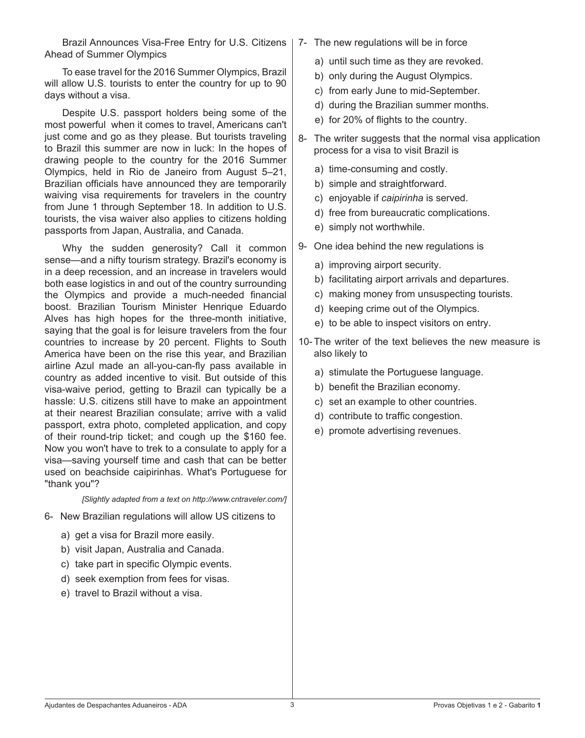Brazil Announces Visa-Free Entry for U.S. Citizens Ahead of Summer Olympics

To ease travel for the 2016 Summer Olympics, Brazil will allow U.S. tourists to enter the country for up to 90 days without a visa.

Despite U.S. passport holders being some of the most powerful when it comes to travel, Americans can't just come and go as they please. But tourists traveling to Brazil this summer are now in luck: In the hopes of drawing people to the country for the 2016 Summer Olympics, held in Rio de Janeiro from August 5–21, Brazilian officials have announced they are temporarily waiving visa requirements for travelers in the country from June 1 through September 18. In addition to U.S. tourists, the visa waiver also applies to citizens holding passports from Japan, Australia, and Canada.

Why the sudden generosity? Call it common sense—and a nifty tourism strategy. Brazil's economy is in a deep recession, and an increase in travelers would both ease logistics in and out of the country surrounding the Olympics and provide a much-needed financial boost. Brazilian Tourism Minister Henrique Eduardo Alves has high hopes for the three-month initiative, saying that the goal is for leisure travelers from the four countries to increase by 20 percent. Flights to South America have been on the rise this year, and Brazilian airline Azul made an all-you-can-fly pass available in country as added incentive to visit. But outside of this visa-waive period, getting to Brazil can typically be a hassle: U.S. citizens still have to make an appointment at their nearest Brazilian consulate; arrive with a valid passport, extra photo, completed application, and copy of their round-trip ticket; and cough up the $160 fee. Now you won't have to trek to a consulate to apply for a visa—saving yourself time and cash that can be better used on beachside caipirinhas. What's Portuguese for "thank you"?

*[Slightly adapted from a text on http://www.cntraveler.com/]*

6- New Brazilian regulations will allow US citizens to

a) get a visa for Brazil more easily.
b) visit Japan, Australia and Canada.
c) take part in specific Olympic events.
d) seek exemption from fees for visas.
e) travel to Brazil without a visa.

7- The new regulations will be in force

a) until such time as they are revoked.
b) only during the August Olympics.
c) from early June to mid-September.
d) during the Brazilian summer months.
e) for 20% of flights to the country.

8- The writer suggests that the normal visa application process for a visa to visit Brazil is

a) time-consuming and costly.
b) simple and straightforward.
c) enjoyable if *caipirinha* is served.
d) free from bureaucratic complications.
e) simply not worthwhile.

9- One idea behind the new regulations is

a) improving airport security.
b) facilitating airport arrivals and departures.
c) making money from unsuspecting tourists.
d) keeping crime out of the Olympics.
e) to be able to inspect visitors on entry.

10- The writer of the text believes the new measure is also likely to

a) stimulate the Portuguese language.
b) benefit the Brazilian economy.
c) set an example to other countries.
d) contribute to traffic congestion.
e) promote advertising revenues.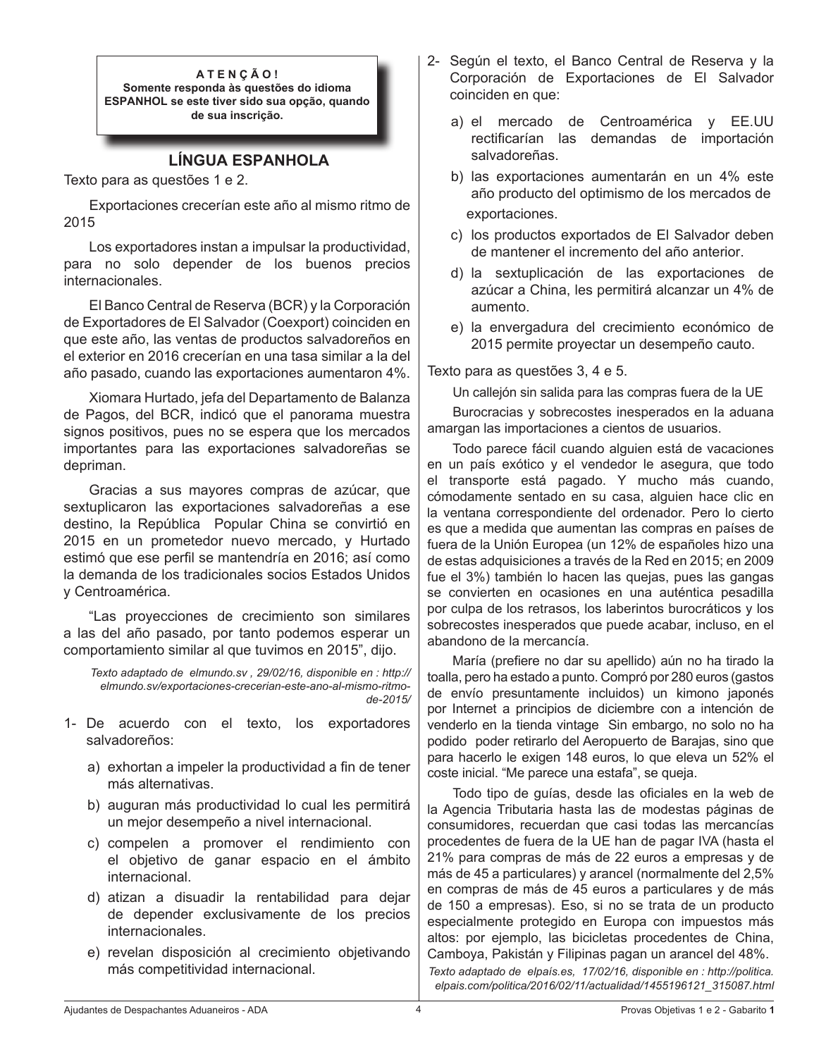**A T E N Ç Ã O !**
**Somente responda às questões do idioma ESPANHOL se este tiver sido sua opção, quando de sua inscrição.**

## LÍNGUA ESPANHOLA

Texto para as questões 1 e 2.

Exportaciones crecerían este año al mismo ritmo de 2015

Los exportadores instan a impulsar la productividad, para no solo depender de los buenos precios internacionales.

El Banco Central de Reserva (BCR) y la Corporación de Exportadores de El Salvador (Coexport) coinciden en que este año, las ventas de productos salvadoreños en el exterior en 2016 crecerían en una tasa similar a la del año pasado, cuando las exportaciones aumentaron 4%.

Xiomara Hurtado, jefa del Departamento de Balanza de Pagos, del BCR, indicó que el panorama muestra signos positivos, pues no se espera que los mercados importantes para las exportaciones salvadoreñas se depriman.

Gracias a sus mayores compras de azúcar, que sextuplicaron las exportaciones salvadoreñas a ese destino, la República Popular China se convirtió en 2015 en un prometedor nuevo mercado, y Hurtado estimó que ese perfil se mantendría en 2016; así como la demanda de los tradicionales socios Estados Unidos y Centroamérica.

"Las proyecciones de crecimiento son similares a las del año pasado, por tanto podemos esperar un comportamiento similar al que tuvimos en 2015", dijo.

*Texto adaptado de elmundo.sv , 29/02/16, disponible en : http://elmundo.sv/exportaciones-crecerian-este-ano-al-mismo-ritmo-de-2015/*

1- De acuerdo con el texto, los exportadores salvadoreños:

a) exhortan a impeler la productividad a fin de tener más alternativas.
b) auguran más productividad lo cual les permitirá un mejor desempeño a nivel internacional.
c) compelen a promover el rendimiento con el objetivo de ganar espacio en el ámbito internacional.
d) atizan a disuadir la rentabilidad para dejar de depender exclusivamente de los precios internacionales.
e) revelan disposición al crecimiento objetivando más competitividad internacional.

2- Según el texto, el Banco Central de Reserva y la Corporación de Exportaciones de El Salvador coinciden en que:

a) el mercado de Centroamérica y EE.UU rectificarían las demandas de importación salvadoreñas.
b) las exportaciones aumentarán en un 4% este año producto del optimismo de los mercados de exportaciones.
c) los productos exportados de El Salvador deben de mantener el incremento del año anterior.
d) la sextuplicación de las exportaciones de azúcar a China, les permitirá alcanzar un 4% de aumento.
e) la envergadura del crecimiento económico de 2015 permite proyectar un desempeño cauto.

Texto para as questões 3, 4 e 5.

Un callejón sin salida para las compras fuera de la UE

Burocracias y sobrecostes inesperados en la aduana amargan las importaciones a cientos de usuarios.

Todo parece fácil cuando alguien está de vacaciones en un país exótico y el vendedor le asegura, que todo el transporte está pagado. Y mucho más cuando, cómodamente sentado en su casa, alguien hace clic en la ventana correspondiente del ordenador. Pero lo cierto es que a medida que aumentan las compras en países de fuera de la Unión Europea (un 12% de españoles hizo una de estas adquisiciones a través de la Red en 2015; en 2009 fue el 3%) también lo hacen las quejas, pues las gangas se convierten en ocasiones en una auténtica pesadilla por culpa de los retrasos, los laberintos burocráticos y los sobrecostes inesperados que puede acabar, incluso, en el abandono de la mercancía.

María (prefiere no dar su apellido) aún no ha tirado la toalla, pero ha estado a punto. Compró por 280 euros (gastos de envío presuntamente incluidos) un kimono japonés por Internet a principios de diciembre con a intención de venderlo en la tienda vintage Sin embargo, no solo no ha podido poder retirarlo del Aeropuerto de Barajas, sino que para hacerlo le exigen 148 euros, lo que eleva un 52% el coste inicial. "Me parece una estafa", se queja.

Todo tipo de guías, desde las oficiales en la web de la Agencia Tributaria hasta las de modestas páginas de consumidores, recuerdan que casi todas las mercancías procedentes de fuera de la UE han de pagar IVA (hasta el 21% para compras de más de 22 euros a empresas y de más de 45 a particulares) y arancel (normalmente del 2,5% en compras de más de 45 euros a particulares y de más de 150 a empresas). Eso, si no se trata de un producto especialmente protegido en Europa con impuestos más altos: por ejemplo, las bicicletas procedentes de China, Camboya, Pakistán y Filipinas pagan un arancel del 48%.

*Texto adaptado de elpaís.es, 17/02/16, disponible en : http://politica.elpais.com/politica/2016/02/11/actualidad/1455196121_315087.html*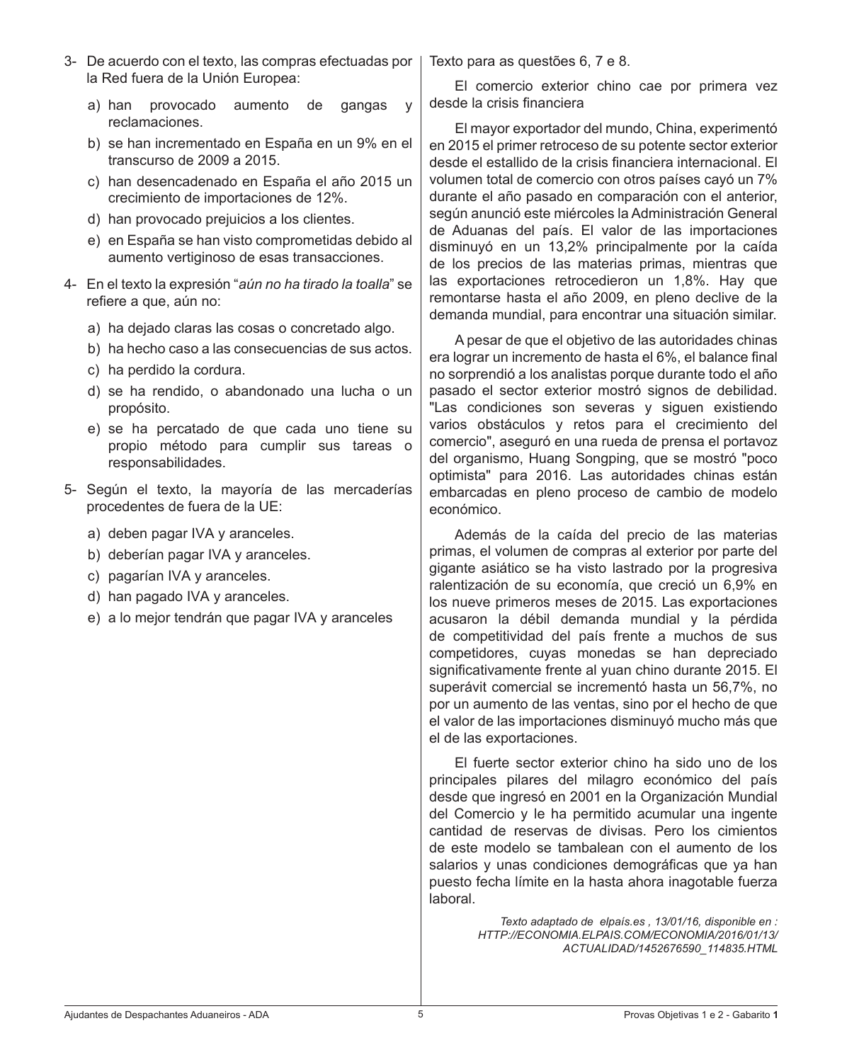3- De acuerdo con el texto, las compras efectuadas por la Red fuera de la Unión Europea:

a) han provocado aumento de gangas y reclamaciones.
b) se han incrementado en España en un 9% en el transcurso de 2009 a 2015.
c) han desencadenado en España el año 2015 un crecimiento de importaciones de 12%.
d) han provocado prejuicios a los clientes.
e) en España se han visto comprometidas debido al aumento vertiginoso de esas transacciones.

4- En el texto la expresión "*aún no ha tirado la toalla*" se refiere a que, aún no:

a) ha dejado claras las cosas o concretado algo.
b) ha hecho caso a las consecuencias de sus actos.
c) ha perdido la cordura.
d) se ha rendido, o abandonado una lucha o un propósito.
e) se ha percatado de que cada uno tiene su propio método para cumplir sus tareas o responsabilidades.

5- Según el texto, la mayoría de las mercaderías procedentes de fuera de la UE:

a) deben pagar IVA y aranceles.
b) deberían pagar IVA y aranceles.
c) pagarían IVA y aranceles.
d) han pagado IVA y aranceles.
e) a lo mejor tendrán que pagar IVA y aranceles

Texto para as questões 6, 7 e 8.

El comercio exterior chino cae por primera vez desde la crisis financiera

El mayor exportador del mundo, China, experimentó en 2015 el primer retroceso de su potente sector exterior desde el estallido de la crisis financiera internacional. El volumen total de comercio con otros países cayó un 7% durante el año pasado en comparación con el anterior, según anunció este miércoles la Administración General de Aduanas del país. El valor de las importaciones disminuyó en un 13,2% principalmente por la caída de los precios de las materias primas, mientras que las exportaciones retrocedieron un 1,8%. Hay que remontarse hasta el año 2009, en pleno declive de la demanda mundial, para encontrar una situación similar.

A pesar de que el objetivo de las autoridades chinas era lograr un incremento de hasta el 6%, el balance final no sorprendió a los analistas porque durante todo el año pasado el sector exterior mostró signos de debilidad. "Las condiciones son severas y siguen existiendo varios obstáculos y retos para el crecimiento del comercio", aseguró en una rueda de prensa el portavoz del organismo, Huang Songping, que se mostró "poco optimista" para 2016. Las autoridades chinas están embarcadas en pleno proceso de cambio de modelo económico.

Además de la caída del precio de las materias primas, el volumen de compras al exterior por parte del gigante asiático se ha visto lastrado por la progresiva ralentización de su economía, que creció un 6,9% en los nueve primeros meses de 2015. Las exportaciones acusaron la débil demanda mundial y la pérdida de competitividad del país frente a muchos de sus competidores, cuyas monedas se han depreciado significativamente frente al yuan chino durante 2015. El superávit comercial se incrementó hasta un 56,7%, no por un aumento de las ventas, sino por el hecho de que el valor de las importaciones disminuyó mucho más que el de las exportaciones.

El fuerte sector exterior chino ha sido uno de los principales pilares del milagro económico del país desde que ingresó en 2001 en la Organización Mundial del Comercio y le ha permitido acumular una ingente cantidad de reservas de divisas. Pero los cimientos de este modelo se tambalean con el aumento de los salarios y unas condiciones demográficas que ya han puesto fecha límite en la hasta ahora inagotable fuerza laboral.

*Texto adaptado de elpaís.es , 13/01/16, disponible en : HTTP://ECONOMIA.ELPAIS.COM/ECONOMIA/2016/01/13/ACTUALIDAD/1452676590_114835.HTML*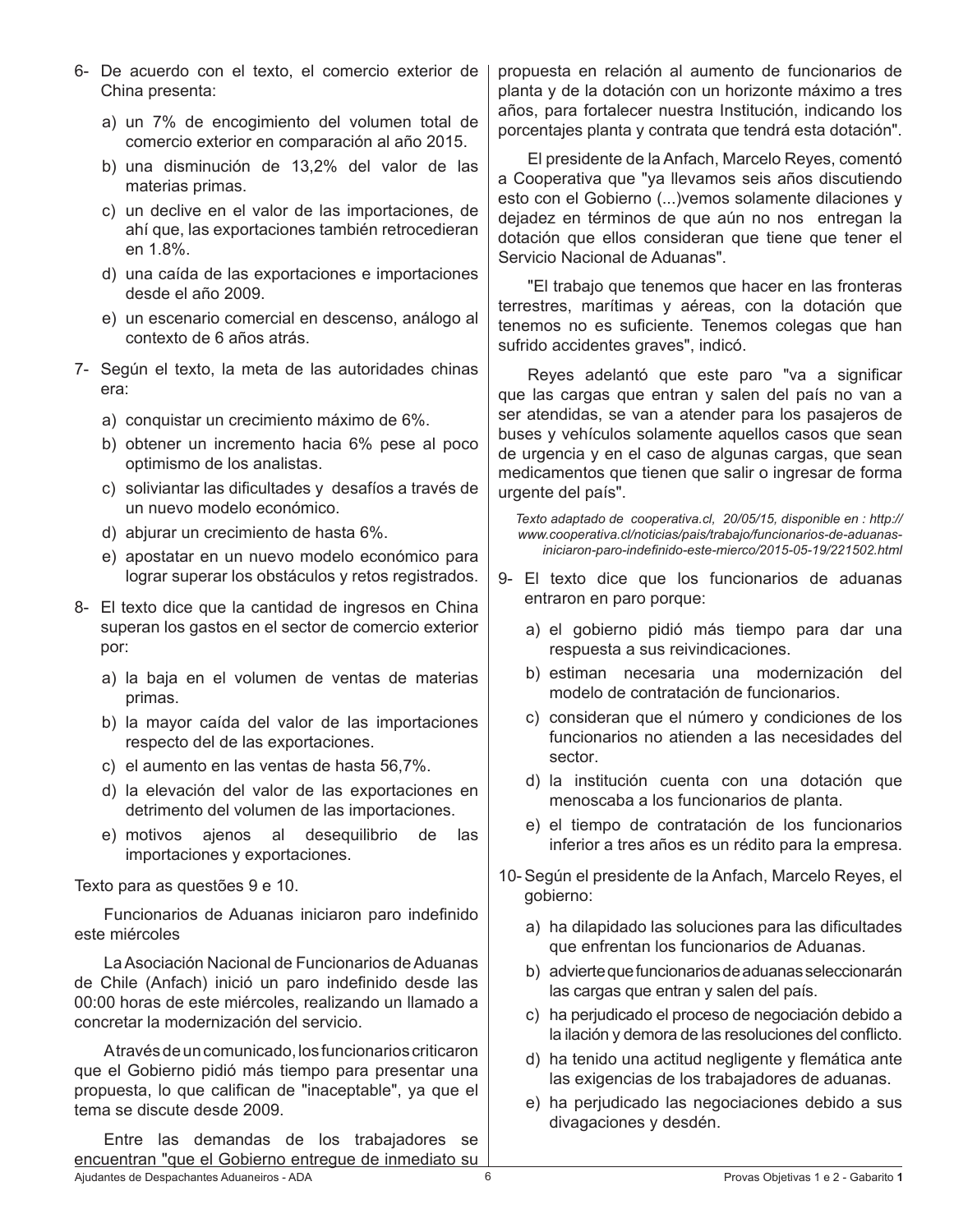6- De acuerdo con el texto, el comercio exterior de China presenta:

a) un 7% de encogimiento del volumen total de comercio exterior en comparación al año 2015.

b) una disminución de 13,2% del valor de las materias primas.

c) un declive en el valor de las importaciones, de ahí que, las exportaciones también retrocedieran en 1.8%.

d) una caída de las exportaciones e importaciones desde el año 2009.

e) un escenario comercial en descenso, análogo al contexto de 6 años atrás.

7- Según el texto, la meta de las autoridades chinas era:

a) conquistar un crecimiento máximo de 6%.

b) obtener un incremento hacia 6% pese al poco optimismo de los analistas.

c) soliviantar las dificultades y desafíos a través de un nuevo modelo económico.

d) abjurar un crecimiento de hasta 6%.

e) apostatar en un nuevo modelo económico para lograr superar los obstáculos y retos registrados.

8- El texto dice que la cantidad de ingresos en China superan los gastos en el sector de comercio exterior por:

a) la baja en el volumen de ventas de materias primas.

b) la mayor caída del valor de las importaciones respecto del de las exportaciones.

c) el aumento en las ventas de hasta 56,7%.

d) la elevación del valor de las exportaciones en detrimento del volumen de las importaciones.

e) motivos ajenos al desequilibrio de las importaciones y exportaciones.

Texto para as questões 9 e 10.

Funcionarios de Aduanas iniciaron paro indefinido este miércoles

La Asociación Nacional de Funcionarios de Aduanas de Chile (Anfach) inició un paro indefinido desde las 00:00 horas de este miércoles, realizando un llamado a concretar la modernización del servicio.

A través de un comunicado, los funcionarios criticaron que el Gobierno pidió más tiempo para presentar una propuesta, lo que califican de "inaceptable", ya que el tema se discute desde 2009.

Entre las demandas de los trabajadores se encuentran "que el Gobierno entregue de inmediato su propuesta en relación al aumento de funcionarios de planta y de la dotación con un horizonte máximo a tres años, para fortalecer nuestra Institución, indicando los porcentajes planta y contrata que tendrá esta dotación".

El presidente de la Anfach, Marcelo Reyes, comentó a Cooperativa que "ya llevamos seis años discutiendo esto con el Gobierno (...)vemos solamente dilaciones y dejadez en términos de que aún no nos entregan la dotación que ellos consideran que tiene que tener el Servicio Nacional de Aduanas".

"El trabajo que tenemos que hacer en las fronteras terrestres, marítimas y aéreas, con la dotación que tenemos no es suficiente. Tenemos colegas que han sufrido accidentes graves", indicó.

Reyes adelantó que este paro "va a significar que las cargas que entran y salen del país no van a ser atendidas, se van a atender para los pasajeros de buses y vehículos solamente aquellos casos que sean de urgencia y en el caso de algunas cargas, que sean medicamentos que tienen que salir o ingresar de forma urgente del país".

*Texto adaptado de cooperativa.cl, 20/05/15, disponible en : http://www.cooperativa.cl/noticias/pais/trabajo/funcionarios-de-aduanas-iniciaron-paro-indefinido-este-mierco/2015-05-19/221502.html*

9- El texto dice que los funcionarios de aduanas entraron en paro porque:

a) el gobierno pidió más tiempo para dar una respuesta a sus reivindicaciones.

b) estiman necesaria una modernización del modelo de contratación de funcionarios.

c) consideran que el número y condiciones de los funcionarios no atienden a las necesidades del sector.

d) la institución cuenta con una dotación que menoscaba a los funcionarios de planta.

e) el tiempo de contratación de los funcionarios inferior a tres años es un rédito para la empresa.

10- Según el presidente de la Anfach, Marcelo Reyes, el gobierno:

a) ha dilapidado las soluciones para las dificultades que enfrentan los funcionarios de Aduanas.

b) advierte que funcionarios de aduanas seleccionarán las cargas que entran y salen del país.

c) ha perjudicado el proceso de negociación debido a la ilación y demora de las resoluciones del conflicto.

d) ha tenido una actitud negligente y flemática ante las exigencias de los trabajadores de aduanas.

e) ha perjudicado las negociaciones debido a sus divagaciones y desdén.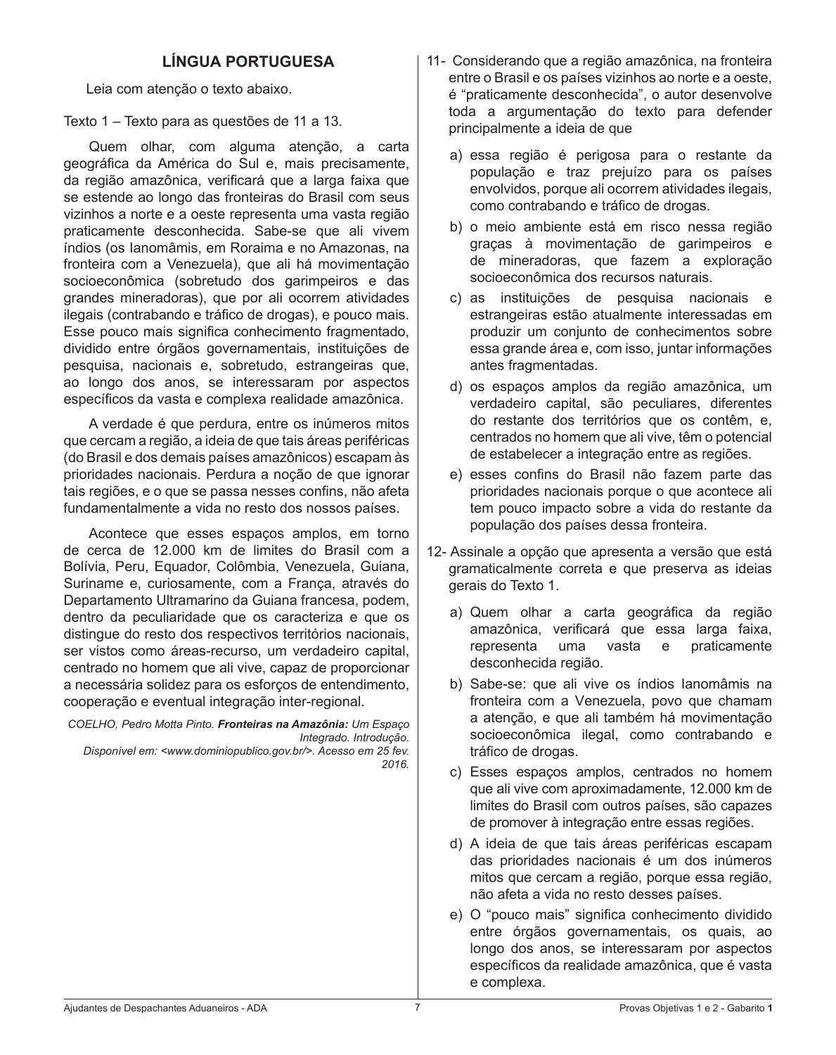## LÍNGUA PORTUGUESA

Leia com atenção o texto abaixo.

Texto 1 – Texto para as questões de 11 a 13.

Quem olhar, com alguma atenção, a carta geográfica da América do Sul e, mais precisamente, da região amazônica, verificará que a larga faixa que se estende ao longo das fronteiras do Brasil com seus vizinhos a norte e a oeste representa uma vasta região praticamente desconhecida. Sabe-se que ali vivem índios (os Ianomâmis, em Roraima e no Amazonas, na fronteira com a Venezuela), que ali há movimentação socioeconômica (sobretudo dos garimpeiros e das grandes mineradoras), que por ali ocorrem atividades ilegais (contrabando e tráfico de drogas), e pouco mais. Esse pouco mais significa conhecimento fragmentado, dividido entre órgãos governamentais, instituições de pesquisa, nacionais e, sobretudo, estrangeiras que, ao longo dos anos, se interessaram por aspectos específicos da vasta e complexa realidade amazônica.

A verdade é que perdura, entre os inúmeros mitos que cercam a região, a ideia de que tais áreas periféricas (do Brasil e dos demais países amazônicos) escapam às prioridades nacionais. Perdura a noção de que ignorar tais regiões, e o que se passa nesses confins, não afeta fundamentalmente a vida no resto dos nossos países.

Acontece que esses espaços amplos, em torno de cerca de 12.000 km de limites do Brasil com a Bolívia, Peru, Equador, Colômbia, Venezuela, Guiana, Suriname e, curiosamente, com a França, através do Departamento Ultramarino da Guiana francesa, podem, dentro da peculiaridade que os caracteriza e que os distingue do resto dos respectivos territórios nacionais, ser vistos como áreas-recurso, um verdadeiro capital, centrado no homem que ali vive, capaz de proporcionar a necessária solidez para os esforços de entendimento, cooperação e eventual integração inter-regional.

*COELHO, Pedro Motta Pinto.* ***Fronteiras na Amazônia:*** *Um Espaço Integrado. Introdução. Disponível em: <www.dominiopublico.gov.br/>. Acesso em 25 fev. 2016.*

11- Considerando que a região amazônica, na fronteira entre o Brasil e os países vizinhos ao norte e a oeste, é "praticamente desconhecida", o autor desenvolve toda a argumentação do texto para defender principalmente a ideia de que

a) essa região é perigosa para o restante da população e traz prejuízo para os países envolvidos, porque ali ocorrem atividades ilegais, como contrabando e tráfico de drogas.

b) o meio ambiente está em risco nessa região graças à movimentação de garimpeiros e de mineradoras, que fazem a exploração socioeconômica dos recursos naturais.

c) as instituições de pesquisa nacionais e estrangeiras estão atualmente interessadas em produzir um conjunto de conhecimentos sobre essa grande área e, com isso, juntar informações antes fragmentadas.

d) os espaços amplos da região amazônica, um verdadeiro capital, são peculiares, diferentes do restante dos territórios que os contêm, e, centrados no homem que ali vive, têm o potencial de estabelecer a integração entre as regiões.

e) esses confins do Brasil não fazem parte das prioridades nacionais porque o que acontece ali tem pouco impacto sobre a vida do restante da população dos países dessa fronteira.

12- Assinale a opção que apresenta a versão que está gramaticalmente correta e que preserva as ideias gerais do Texto 1.

a) Quem olhar a carta geográfica da região amazônica, verificará que essa larga faixa, representa uma vasta e praticamente desconhecida região.

b) Sabe-se: que ali vive os índios Ianomâmis na fronteira com a Venezuela, povo que chamam a atenção, e que ali também há movimentação socioeconômica ilegal, como contrabando e tráfico de drogas.

c) Esses espaços amplos, centrados no homem que ali vive com aproximadamente, 12.000 km de limites do Brasil com outros países, são capazes de promover à integração entre essas regiões.

d) A ideia de que tais áreas periféricas escapam das prioridades nacionais é um dos inúmeros mitos que cercam a região, porque essa região, não afeta a vida no resto desses países.

e) O "pouco mais" significa conhecimento dividido entre órgãos governamentais, os quais, ao longo dos anos, se interessaram por aspectos específicos da realidade amazônica, que é vasta e complexa.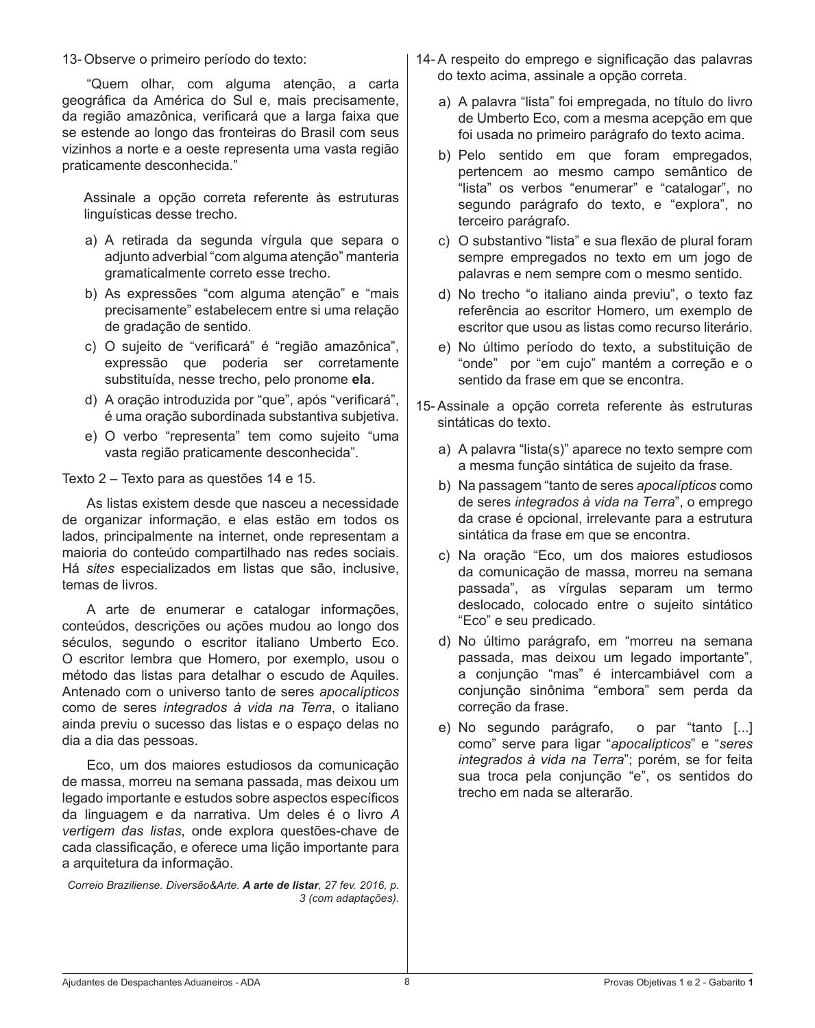13- Observe o primeiro período do texto:

"Quem olhar, com alguma atenção, a carta geográfica da América do Sul e, mais precisamente, da região amazônica, verificará que a larga faixa que se estende ao longo das fronteiras do Brasil com seus vizinhos a norte e a oeste representa uma vasta região praticamente desconhecida."

Assinale a opção correta referente às estruturas linguísticas desse trecho.

a) A retirada da segunda vírgula que separa o adjunto adverbial "com alguma atenção" manteria gramaticalmente correto esse trecho.

b) As expressões "com alguma atenção" e "mais precisamente" estabelecem entre si uma relação de gradação de sentido.

c) O sujeito de "verificará" é "região amazônica", expressão que poderia ser corretamente substituída, nesse trecho, pelo pronome **ela**.

d) A oração introduzida por "que", após "verificará", é uma oração subordinada substantiva subjetiva.

e) O verbo "representa" tem como sujeito "uma vasta região praticamente desconhecida".

Texto 2 – Texto para as questões 14 e 15.

As listas existem desde que nasceu a necessidade de organizar informação, e elas estão em todos os lados, principalmente na internet, onde representam a maioria do conteúdo compartilhado nas redes sociais. Há *sites* especializados em listas que são, inclusive, temas de livros.

A arte de enumerar e catalogar informações, conteúdos, descrições ou ações mudou ao longo dos séculos, segundo o escritor italiano Umberto Eco. O escritor lembra que Homero, por exemplo, usou o método das listas para detalhar o escudo de Aquiles. Antenado com o universo tanto de seres *apocalípticos* como de seres *integrados à vida na Terra*, o italiano ainda previu o sucesso das listas e o espaço delas no dia a dia das pessoas.

Eco, um dos maiores estudiosos da comunicação de massa, morreu na semana passada, mas deixou um legado importante e estudos sobre aspectos específicos da linguagem e da narrativa. Um deles é o livro *A vertigem das listas*, onde explora questões-chave de cada classificação, e oferece uma lição importante para a arquitetura da informação.

*Correio Braziliense. Diversão&Arte.* ***A arte de listar****, 27 fev. 2016, p. 3 (com adaptações).*

14- A respeito do emprego e significação das palavras do texto acima, assinale a opção correta.

a) A palavra "lista" foi empregada, no título do livro de Umberto Eco, com a mesma acepção em que foi usada no primeiro parágrafo do texto acima.

b) Pelo sentido em que foram empregados, pertencem ao mesmo campo semântico de "lista" os verbos "enumerar" e "catalogar", no segundo parágrafo do texto, e "explora", no terceiro parágrafo.

c) O substantivo "lista" e sua flexão de plural foram sempre empregados no texto em um jogo de palavras e nem sempre com o mesmo sentido.

d) No trecho "o italiano ainda previu", o texto faz referência ao escritor Homero, um exemplo de escritor que usou as listas como recurso literário.

e) No último período do texto, a substituição de "onde" por "em cujo" mantém a correção e o sentido da frase em que se encontra.

15- Assinale a opção correta referente às estruturas sintáticas do texto.

a) A palavra "lista(s)" aparece no texto sempre com a mesma função sintática de sujeito da frase.

b) Na passagem "tanto de seres *apocalípticos* como de seres *integrados à vida na Terra*", o emprego da crase é opcional, irrelevante para a estrutura sintática da frase em que se encontra.

c) Na oração "Eco, um dos maiores estudiosos da comunicação de massa, morreu na semana passada", as vírgulas separam um termo deslocado, colocado entre o sujeito sintático "Eco" e seu predicado.

d) No último parágrafo, em "morreu na semana passada, mas deixou um legado importante", a conjunção "mas" é intercambiável com a conjunção sinônima "embora" sem perda da correção da frase.

e) No segundo parágrafo, o par "tanto [...] como" serve para ligar "*apocalípticos*" e "*seres integrados à vida na Terra*"; porém, se for feita sua troca pela conjunção "e", os sentidos do trecho em nada se alterarão.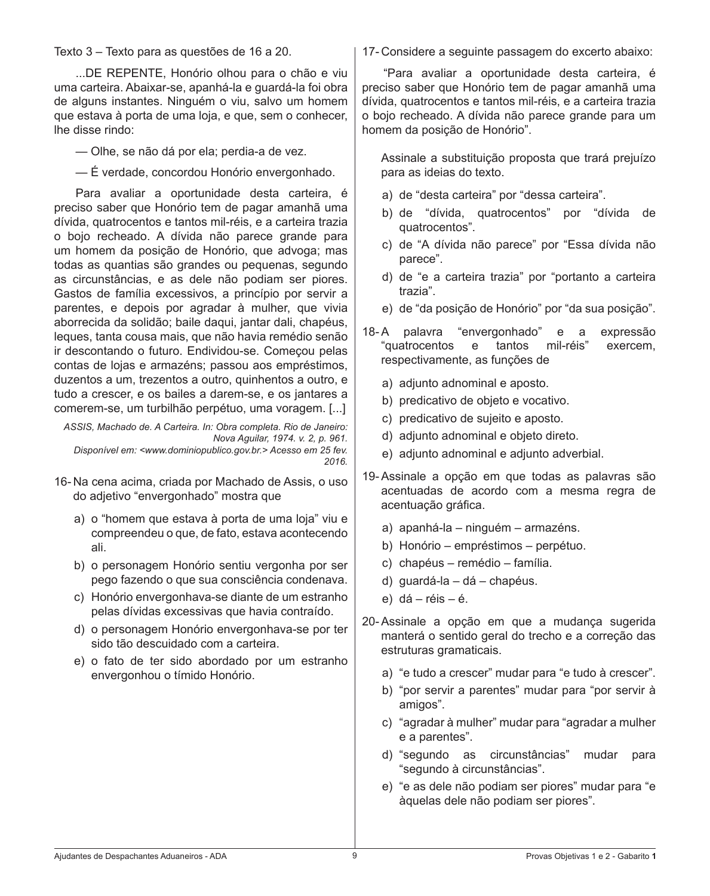Texto 3 – Texto para as questões de 16 a 20.

...DE REPENTE, Honório olhou para o chão e viu uma carteira. Abaixar-se, apanhá-la e guardá-la foi obra de alguns instantes. Ninguém o viu, salvo um homem que estava à porta de uma loja, e que, sem o conhecer, lhe disse rindo:

— Olhe, se não dá por ela; perdia-a de vez.

— É verdade, concordou Honório envergonhado.

Para avaliar a oportunidade desta carteira, é preciso saber que Honório tem de pagar amanhã uma dívida, quatrocentos e tantos mil-réis, e a carteira trazia o bojo recheado. A dívida não parece grande para um homem da posição de Honório, que advoga; mas todas as quantias são grandes ou pequenas, segundo as circunstâncias, e as dele não podiam ser piores. Gastos de família excessivos, a princípio por servir a parentes, e depois por agradar à mulher, que vivia aborrecida da solidão; baile daqui, jantar dali, chapéus, leques, tanta cousa mais, que não havia remédio senão ir descontando o futuro. Endividou-se. Começou pelas contas de lojas e armazéns; passou aos empréstimos, duzentos a um, trezentos a outro, quinhentos a outro, e tudo a crescer, e os bailes a darem-se, e os jantares a comerem-se, um turbilhão perpétuo, uma voragem. [...]

*ASSIS, Machado de. A Carteira. In: Obra completa. Rio de Janeiro: Nova Aguilar, 1974. v. 2, p. 961. Disponível em: <www.dominiopublico.gov.br> Acesso em 25 fev. 2016.*

16- Na cena acima, criada por Machado de Assis, o uso do adjetivo "envergonhado" mostra que

a) o "homem que estava à porta de uma loja" viu e compreendeu o que, de fato, estava acontecendo ali.
b) o personagem Honório sentiu vergonha por ser pego fazendo o que sua consciência condenava.
c) Honório envergonhava-se diante de um estranho pelas dívidas excessivas que havia contraído.
d) o personagem Honório envergonhava-se por ter sido tão descuidado com a carteira.
e) o fato de ter sido abordado por um estranho envergonhou o tímido Honório.

17- Considere a seguinte passagem do excerto abaixo:

"Para avaliar a oportunidade desta carteira, é preciso saber que Honório tem de pagar amanhã uma dívida, quatrocentos e tantos mil-réis, e a carteira trazia o bojo recheado. A dívida não parece grande para um homem da posição de Honório".

Assinale a substituição proposta que trará prejuízo para as ideias do texto.

a) de "desta carteira" por "dessa carteira".
b) de "dívida, quatrocentos" por "dívida de quatrocentos".
c) de "A dívida não parece" por "Essa dívida não parece".
d) de "e a carteira trazia" por "portanto a carteira trazia".
e) de "da posição de Honório" por "da sua posição".

18- A palavra "envergonhado" e a expressão "quatrocentos e tantos mil-réis" exercem, respectivamente, as funções de

a) adjunto adnominal e aposto.
b) predicativo de objeto e vocativo.
c) predicativo de sujeito e aposto.
d) adjunto adnominal e objeto direto.
e) adjunto adnominal e adjunto adverbial.

19- Assinale a opção em que todas as palavras são acentuadas de acordo com a mesma regra de acentuação gráfica.

a) apanhá-la – ninguém – armazéns.
b) Honório – empréstimos – perpétuo.
c) chapéus – remédio – família.
d) guardá-la – dá – chapéus.
e) dá – réis – é.

20- Assinale a opção em que a mudança sugerida manterá o sentido geral do trecho e a correção das estruturas gramaticais.

a) "e tudo a crescer" mudar para "e tudo à crescer".
b) "por servir a parentes" mudar para "por servir à amigos".
c) "agradar à mulher" mudar para "agradar a mulher e a parentes".
d) "segundo as circunstâncias" mudar para "segundo à circunstâncias".
e) "e as dele não podiam ser piores" mudar para "e àquelas dele não podiam ser piores".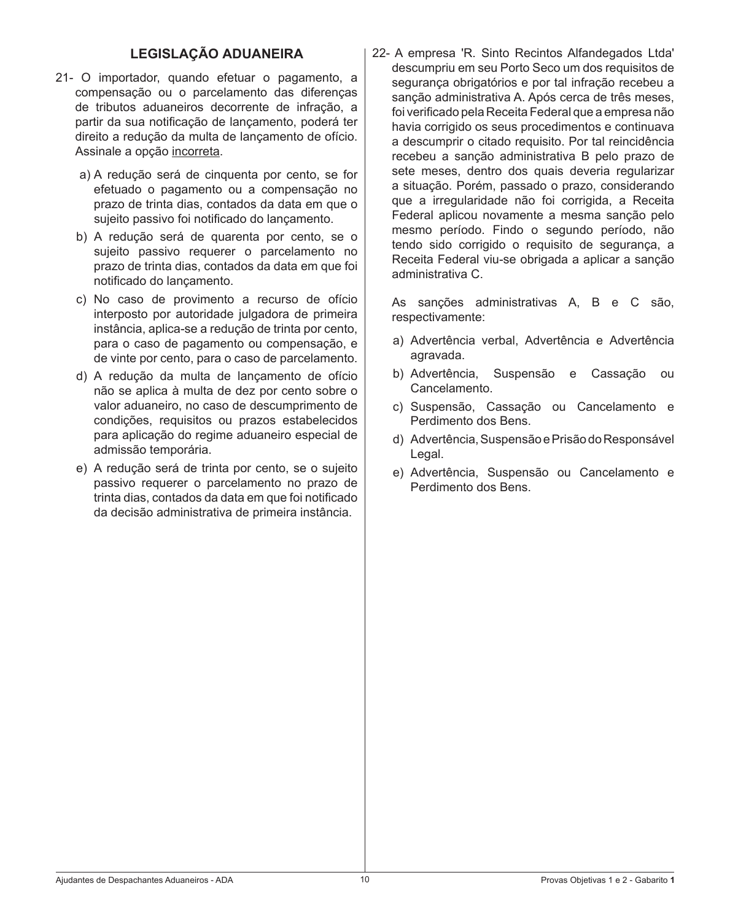## LEGISLAÇÃO ADUANEIRA

21- O importador, quando efetuar o pagamento, a compensação ou o parcelamento das diferenças de tributos aduaneiros decorrente de infração, a partir da sua notificação de lançamento, poderá ter direito a redução da multa de lançamento de ofício. Assinale a opção <u>incorreta</u>.

a) A redução será de cinquenta por cento, se for efetuado o pagamento ou a compensação no prazo de trinta dias, contados da data em que o sujeito passivo foi notificado do lançamento.

b) A redução será de quarenta por cento, se o sujeito passivo requerer o parcelamento no prazo de trinta dias, contados da data em que foi notificado do lançamento.

c) No caso de provimento a recurso de ofício interposto por autoridade julgadora de primeira instância, aplica-se a redução de trinta por cento, para o caso de pagamento ou compensação, e de vinte por cento, para o caso de parcelamento.

d) A redução da multa de lançamento de ofício não se aplica à multa de dez por cento sobre o valor aduaneiro, no caso de descumprimento de condições, requisitos ou prazos estabelecidos para aplicação do regime aduaneiro especial de admissão temporária.

e) A redução será de trinta por cento, se o sujeito passivo requerer o parcelamento no prazo de trinta dias, contados da data em que foi notificado da decisão administrativa de primeira instância.

22- A empresa 'R. Sinto Recintos Alfandegados Ltda' descumpriu em seu Porto Seco um dos requisitos de segurança obrigatórios e por tal infração recebeu a sanção administrativa A. Após cerca de três meses, foi verificado pela Receita Federal que a empresa não havia corrigido os seus procedimentos e continuava a descumprir o citado requisito. Por tal reincidência recebeu a sanção administrativa B pelo prazo de sete meses, dentro dos quais deveria regularizar a situação. Porém, passado o prazo, considerando que a irregularidade não foi corrigida, a Receita Federal aplicou novamente a mesma sanção pelo mesmo período. Findo o segundo período, não tendo sido corrigido o requisito de segurança, a Receita Federal viu-se obrigada a aplicar a sanção administrativa C.

As sanções administrativas A, B e C são, respectivamente:

a) Advertência verbal, Advertência e Advertência agravada.

b) Advertência, Suspensão e Cassação ou Cancelamento.

c) Suspensão, Cassação ou Cancelamento e Perdimento dos Bens.

d) Advertência, Suspensão e Prisão do Responsável Legal.

e) Advertência, Suspensão ou Cancelamento e Perdimento dos Bens.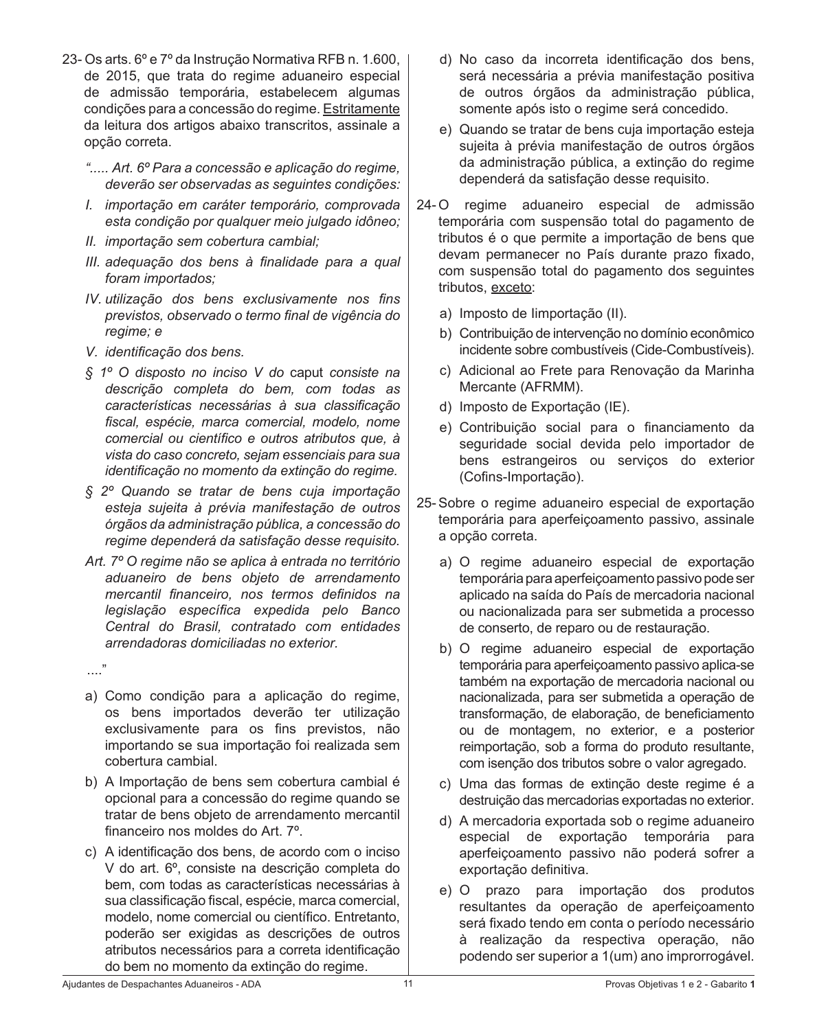23- Os arts. 6º e 7º da Instrução Normativa RFB n. 1.600, de 2015, que trata do regime aduaneiro especial de admissão temporária, estabelecem algumas condições para a concessão do regime. Estritamente da leitura dos artigos abaixo transcritos, assinale a opção correta.

*“..... Art. 6º Para a concessão e aplicação do regime, deverão ser observadas as seguintes condições:*

*I. importação em caráter temporário, comprovada esta condição por qualquer meio julgado idôneo;*

*II. importação sem cobertura cambial;*

*III. adequação dos bens à finalidade para a qual foram importados;*

*IV. utilização dos bens exclusivamente nos fins previstos, observado o termo final de vigência do regime; e*

*V. identificação dos bens.*

*§ 1º O disposto no inciso V do* caput *consiste na descrição completa do bem, com todas as características necessárias à sua classificação fiscal, espécie, marca comercial, modelo, nome comercial ou científico e outros atributos que, à vista do caso concreto, sejam essenciais para sua identificação no momento da extinção do regime.*

*§ 2º Quando se tratar de bens cuja importação esteja sujeita à prévia manifestação de outros órgãos da administração pública, a concessão do regime dependerá da satisfação desse requisito.*

*Art. 7º O regime não se aplica à entrada no território aduaneiro de bens objeto de arrendamento mercantil financeiro, nos termos definidos na legislação específica expedida pelo Banco Central do Brasil, contratado com entidades arrendadoras domiciliadas no exterior.*

*....”*

a) Como condição para a aplicação do regime, os bens importados deverão ter utilização exclusivamente para os fins previstos, não importando se sua importação foi realizada sem cobertura cambial.

b) A Importação de bens sem cobertura cambial é opcional para a concessão do regime quando se tratar de bens objeto de arrendamento mercantil financeiro nos moldes do Art. 7º.

c) A identificação dos bens, de acordo com o inciso V do art. 6º, consiste na descrição completa do bem, com todas as características necessárias à sua classificação fiscal, espécie, marca comercial, modelo, nome comercial ou científico. Entretanto, poderão ser exigidas as descrições de outros atributos necessários para a correta identificação do bem no momento da extinção do regime.

d) No caso da incorreta identificação dos bens, será necessária a prévia manifestação positiva de outros órgãos da administração pública, somente após isto o regime será concedido.

e) Quando se tratar de bens cuja importação esteja sujeita à prévia manifestação de outros órgãos da administração pública, a extinção do regime dependerá da satisfação desse requisito.

24- O regime aduaneiro especial de admissão temporária com suspensão total do pagamento de tributos é o que permite a importação de bens que devam permanecer no País durante prazo fixado, com suspensão total do pagamento dos seguintes tributos, exceto:

a) Imposto de Iimportação (II).

b) Contribuição de intervenção no domínio econômico incidente sobre combustíveis (Cide-Combustíveis).

c) Adicional ao Frete para Renovação da Marinha Mercante (AFRMM).

d) Imposto de Exportação (IE).

e) Contribuição social para o financiamento da seguridade social devida pelo importador de bens estrangeiros ou serviços do exterior (Cofins-Importação).

25- Sobre o regime aduaneiro especial de exportação temporária para aperfeiçoamento passivo, assinale a opção correta.

a) O regime aduaneiro especial de exportação temporária para aperfeiçoamento passivo pode ser aplicado na saída do País de mercadoria nacional ou nacionalizada para ser submetida a processo de conserto, de reparo ou de restauração.

b) O regime aduaneiro especial de exportação temporária para aperfeiçoamento passivo aplica-se também na exportação de mercadoria nacional ou nacionalizada, para ser submetida a operação de transformação, de elaboração, de beneficiamento ou de montagem, no exterior, e a posterior reimportação, sob a forma do produto resultante, com isenção dos tributos sobre o valor agregado.

c) Uma das formas de extinção deste regime é a destruição das mercadorias exportadas no exterior.

d) A mercadoria exportada sob o regime aduaneiro especial de exportação temporária para aperfeiçoamento passivo não poderá sofrer a exportação definitiva.

e) O prazo para importação dos produtos resultantes da operação de aperfeiçoamento será fixado tendo em conta o período necessário à realização da respectiva operação, não podendo ser superior a 1(um) ano improrrogável.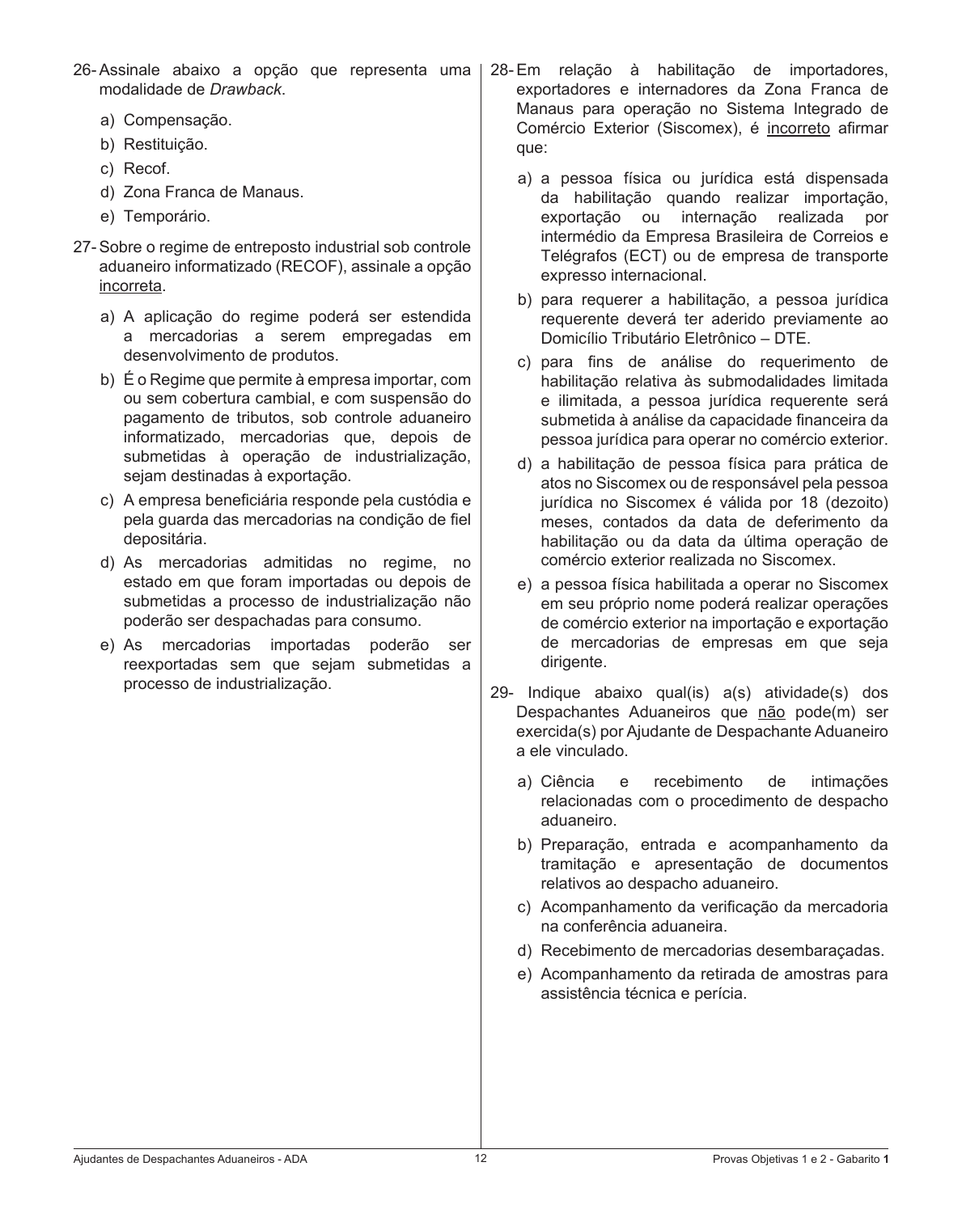26- Assinale abaixo a opção que representa uma modalidade de *Drawback*.

a) Compensação.
b) Restituição.
c) Recof.
d) Zona Franca de Manaus.
e) Temporário.

27- Sobre o regime de entreposto industrial sob controle aduaneiro informatizado (RECOF), assinale a opção <u>incorreta</u>.

a) A aplicação do regime poderá ser estendida a mercadorias a serem empregadas em desenvolvimento de produtos.
b) É o Regime que permite à empresa importar, com ou sem cobertura cambial, e com suspensão do pagamento de tributos, sob controle aduaneiro informatizado, mercadorias que, depois de submetidas à operação de industrialização, sejam destinadas à exportação.
c) A empresa beneficiária responde pela custódia e pela guarda das mercadorias na condição de fiel depositária.
d) As mercadorias admitidas no regime, no estado em que foram importadas ou depois de submetidas a processo de industrialização não poderão ser despachadas para consumo.
e) As mercadorias importadas poderão ser reexportadas sem que sejam submetidas a processo de industrialização.

28- Em relação à habilitação de importadores, exportadores e internadores da Zona Franca de Manaus para operação no Sistema Integrado de Comércio Exterior (Siscomex), é <u>incorreto</u> afirmar que:

a) a pessoa física ou jurídica está dispensada da habilitação quando realizar importação, exportação ou internação realizada por intermédio da Empresa Brasileira de Correios e Telégrafos (ECT) ou de empresa de transporte expresso internacional.
b) para requerer a habilitação, a pessoa jurídica requerente deverá ter aderido previamente ao Domicílio Tributário Eletrônico – DTE.
c) para fins de análise do requerimento de habilitação relativa às submodalidades limitada e ilimitada, a pessoa jurídica requerente será submetida à análise da capacidade financeira da pessoa jurídica para operar no comércio exterior.
d) a habilitação de pessoa física para prática de atos no Siscomex ou de responsável pela pessoa jurídica no Siscomex é válida por 18 (dezoito) meses, contados da data de deferimento da habilitação ou da data da última operação de comércio exterior realizada no Siscomex.
e) a pessoa física habilitada a operar no Siscomex em seu próprio nome poderá realizar operações de comércio exterior na importação e exportação de mercadorias de empresas em que seja dirigente.

29- Indique abaixo qual(is) a(s) atividade(s) dos Despachantes Aduaneiros que <u>não</u> pode(m) ser exercida(s) por Ajudante de Despachante Aduaneiro a ele vinculado.

a) Ciência e recebimento de intimações relacionadas com o procedimento de despacho aduaneiro.
b) Preparação, entrada e acompanhamento da tramitação e apresentação de documentos relativos ao despacho aduaneiro.
c) Acompanhamento da verificação da mercadoria na conferência aduaneira.
d) Recebimento de mercadorias desembaraçadas.
e) Acompanhamento da retirada de amostras para assistência técnica e perícia.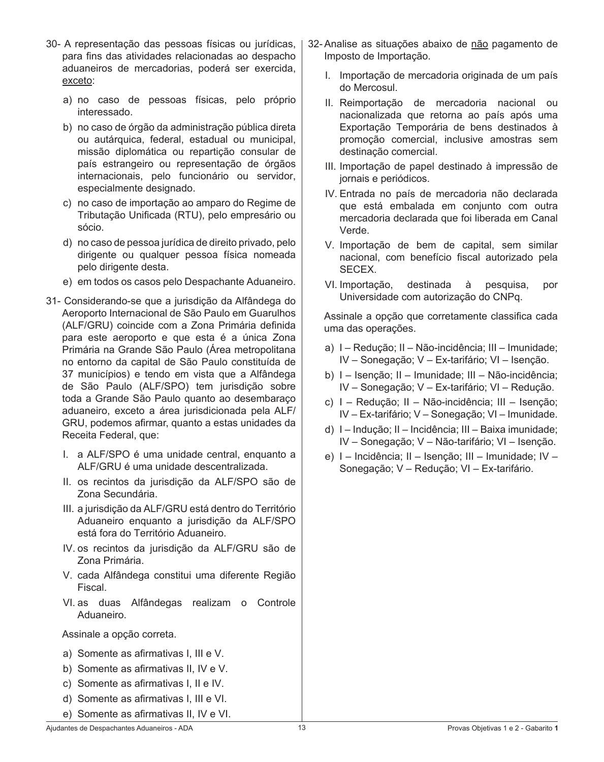30- A representação das pessoas físicas ou jurídicas, para fins das atividades relacionadas ao despacho aduaneiros de mercadorias, poderá ser exercida, exceto:

a) no caso de pessoas físicas, pelo próprio interessado.
b) no caso de órgão da administração pública direta ou autárquica, federal, estadual ou municipal, missão diplomática ou repartição consular de país estrangeiro ou representação de órgãos internacionais, pelo funcionário ou servidor, especialmente designado.
c) no caso de importação ao amparo do Regime de Tributação Unificada (RTU), pelo empresário ou sócio.
d) no caso de pessoa jurídica de direito privado, pelo dirigente ou qualquer pessoa física nomeada pelo dirigente desta.
e) em todos os casos pelo Despachante Aduaneiro.

31- Considerando-se que a jurisdição da Alfândega do Aeroporto Internacional de São Paulo em Guarulhos (ALF/GRU) coincide com a Zona Primária definida para este aeroporto e que esta é a única Zona Primária na Grande São Paulo (Área metropolitana no entorno da capital de São Paulo constituída de 37 municípios) e tendo em vista que a Alfândega de São Paulo (ALF/SPO) tem jurisdição sobre toda a Grande São Paulo quanto ao desembaraço aduaneiro, exceto a área jurisdicionada pela ALF/GRU, podemos afirmar, quanto a estas unidades da Receita Federal, que:

I. a ALF/SPO é uma unidade central, enquanto a ALF/GRU é uma unidade descentralizada.
II. os recintos da jurisdição da ALF/SPO são de Zona Secundária.
III. a jurisdição da ALF/GRU está dentro do Território Aduaneiro enquanto a jurisdição da ALF/SPO está fora do Território Aduaneiro.
IV. os recintos da jurisdição da ALF/GRU são de Zona Primária.
V. cada Alfândega constitui uma diferente Região Fiscal.
VI. as duas Alfândegas realizam o Controle Aduaneiro.

Assinale a opção correta.

a) Somente as afirmativas I, III e V.
b) Somente as afirmativas II, IV e V.
c) Somente as afirmativas I, II e IV.
d) Somente as afirmativas I, III e VI.
e) Somente as afirmativas II, IV e VI.

32- Analise as situações abaixo de não pagamento de Imposto de Importação.

I. Importação de mercadoria originada de um país do Mercosul.
II. Reimportação de mercadoria nacional ou nacionalizada que retorna ao país após uma Exportação Temporária de bens destinados à promoção comercial, inclusive amostras sem destinação comercial.
III. Importação de papel destinado à impressão de jornais e periódicos.
IV. Entrada no país de mercadoria não declarada que está embalada em conjunto com outra mercadoria declarada que foi liberada em Canal Verde.
V. Importação de bem de capital, sem similar nacional, com benefício fiscal autorizado pela SECEX.
VI. Importação, destinada à pesquisa, por Universidade com autorização do CNPq.

Assinale a opção que corretamente classifica cada uma das operações.

a) I – Redução; II – Não-incidência; III – Imunidade; IV – Sonegação; V – Ex-tarifário; VI – Isenção.
b) I – Isenção; II – Imunidade; III – Não-incidência; IV – Sonegação; V – Ex-tarifário; VI – Redução.
c) I – Redução; II – Não-incidência; III – Isenção; IV – Ex-tarifário; V – Sonegação; VI – Imunidade.
d) I – Indução; II – Incidência; III – Baixa imunidade; IV – Sonegação; V – Não-tarifário; VI – Isenção.
e) I – Incidência; II – Isenção; III – Imunidade; IV – Sonegação; V – Redução; VI – Ex-tarifário.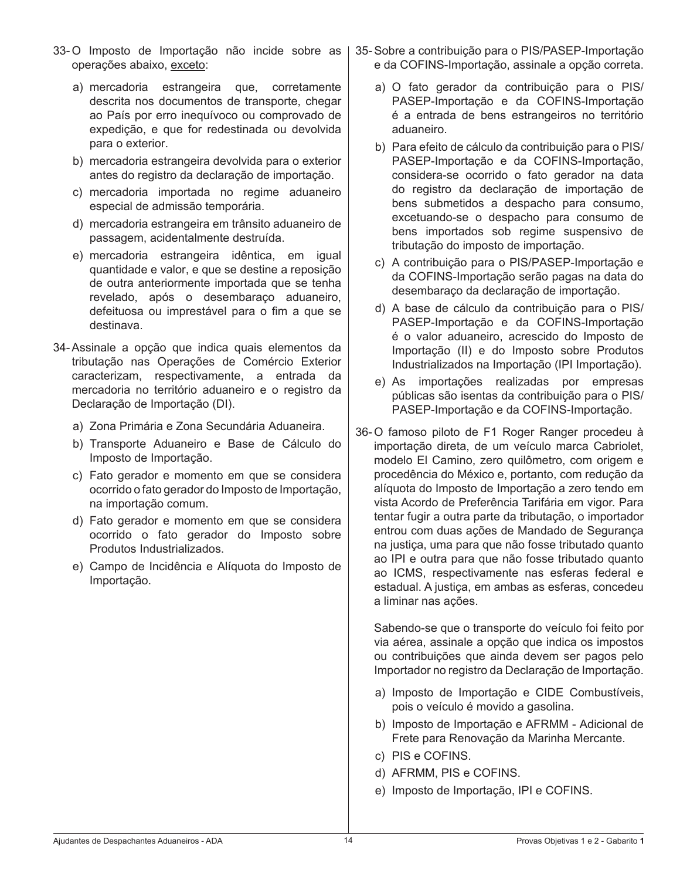33- O Imposto de Importação não incide sobre as operações abaixo, <u>exceto</u>:

a) mercadoria estrangeira que, corretamente descrita nos documentos de transporte, chegar ao País por erro inequívoco ou comprovado de expedição, e que for redestinada ou devolvida para o exterior.

b) mercadoria estrangeira devolvida para o exterior antes do registro da declaração de importação.

c) mercadoria importada no regime aduaneiro especial de admissão temporária.

d) mercadoria estrangeira em trânsito aduaneiro de passagem, acidentalmente destruída.

e) mercadoria estrangeira idêntica, em igual quantidade e valor, e que se destine a reposição de outra anteriormente importada que se tenha revelado, após o desembaraço aduaneiro, defeituosa ou imprestável para o fim a que se destinava.

34- Assinale a opção que indica quais elementos da tributação nas Operações de Comércio Exterior caracterizam, respectivamente, a entrada da mercadoria no território aduaneiro e o registro da Declaração de Importação (DI).

a) Zona Primária e Zona Secundária Aduaneira.

b) Transporte Aduaneiro e Base de Cálculo do Imposto de Importação.

c) Fato gerador e momento em que se considera ocorrido o fato gerador do Imposto de Importação, na importação comum.

d) Fato gerador e momento em que se considera ocorrido o fato gerador do Imposto sobre Produtos Industrializados.

e) Campo de Incidência e Alíquota do Imposto de Importação.

35- Sobre a contribuição para o PIS/PASEP-Importação e da COFINS-Importação, assinale a opção correta.

a) O fato gerador da contribuição para o PIS/PASEP-Importação e da COFINS-Importação é a entrada de bens estrangeiros no território aduaneiro.

b) Para efeito de cálculo da contribuição para o PIS/PASEP-Importação e da COFINS-Importação, considera-se ocorrido o fato gerador na data do registro da declaração de importação de bens submetidos a despacho para consumo, excetuando-se o despacho para consumo de bens importados sob regime suspensivo de tributação do imposto de importação.

c) A contribuição para o PIS/PASEP-Importação e da COFINS-Importação serão pagas na data do desembaraço da declaração de importação.

d) A base de cálculo da contribuição para o PIS/PASEP-Importação e da COFINS-Importação é o valor aduaneiro, acrescido do Imposto de Importação (II) e do Imposto sobre Produtos Industrializados na Importação (IPI Importação).

e) As importações realizadas por empresas públicas são isentas da contribuição para o PIS/PASEP-Importação e da COFINS-Importação.

36- O famoso piloto de F1 Roger Ranger procedeu à importação direta, de um veículo marca Cabriolet, modelo El Camino, zero quilômetro, com origem e procedência do México e, portanto, com redução da alíquota do Imposto de Importação a zero tendo em vista Acordo de Preferência Tarifária em vigor. Para tentar fugir a outra parte da tributação, o importador entrou com duas ações de Mandado de Segurança na justiça, uma para que não fosse tributado quanto ao IPI e outra para que não fosse tributado quanto ao ICMS, respectivamente nas esferas federal e estadual. A justiça, em ambas as esferas, concedeu a liminar nas ações.

Sabendo-se que o transporte do veículo foi feito por via aérea, assinale a opção que indica os impostos ou contribuições que ainda devem ser pagos pelo Importador no registro da Declaração de Importação.

a) Imposto de Importação e CIDE Combustíveis, pois o veículo é movido a gasolina.

b) Imposto de Importação e AFRMM - Adicional de Frete para Renovação da Marinha Mercante.

c) PIS e COFINS.

d) AFRMM, PIS e COFINS.

e) Imposto de Importação, IPI e COFINS.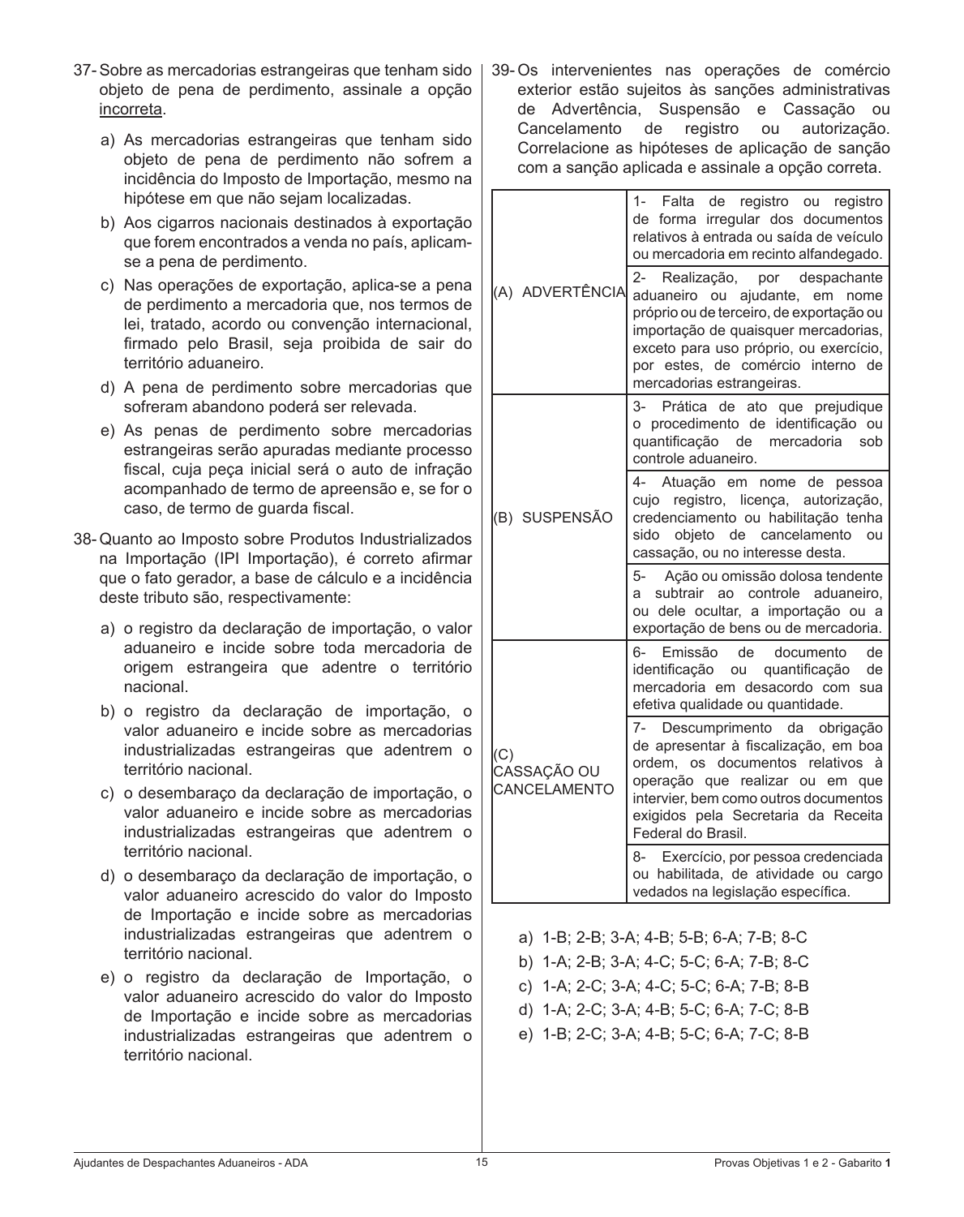37- Sobre as mercadorias estrangeiras que tenham sido objeto de pena de perdimento, assinale a opção incorreta.

a) As mercadorias estrangeiras que tenham sido objeto de pena de perdimento não sofrem a incidência do Imposto de Importação, mesmo na hipótese em que não sejam localizadas.

b) Aos cigarros nacionais destinados à exportação que forem encontrados a venda no país, aplicam-se a pena de perdimento.

c) Nas operações de exportação, aplica-se a pena de perdimento a mercadoria que, nos termos de lei, tratado, acordo ou convenção internacional, firmado pelo Brasil, seja proibida de sair do território aduaneiro.

d) A pena de perdimento sobre mercadorias que sofreram abandono poderá ser relevada.

e) As penas de perdimento sobre mercadorias estrangeiras serão apuradas mediante processo fiscal, cuja peça inicial será o auto de infração acompanhado de termo de apreensão e, se for o caso, de termo de guarda fiscal.

38- Quanto ao Imposto sobre Produtos Industrializados na Importação (IPI Importação), é correto afirmar que o fato gerador, a base de cálculo e a incidência deste tributo são, respectivamente:

a) o registro da declaração de importação, o valor aduaneiro e incide sobre toda mercadoria de origem estrangeira que adentre o território nacional.

b) o registro da declaração de importação, o valor aduaneiro e incide sobre as mercadorias industrializadas estrangeiras que adentrem o território nacional.

c) o desembaraço da declaração de importação, o valor aduaneiro e incide sobre as mercadorias industrializadas estrangeiras que adentrem o território nacional.

d) o desembaraço da declaração de importação, o valor aduaneiro acrescido do valor do Imposto de Importação e incide sobre as mercadorias industrializadas estrangeiras que adentrem o território nacional.

e) o registro da declaração de Importação, o valor aduaneiro acrescido do valor do Imposto de Importação e incide sobre as mercadorias industrializadas estrangeiras que adentrem o território nacional.

39- Os intervenientes nas operações de comércio exterior estão sujeitos às sanções administrativas de Advertência, Suspensão e Cassação ou Cancelamento de registro ou autorização. Correlacione as hipóteses de aplicação de sanção com a sanção aplicada e assinale a opção correta.

| Sanção | Hipótese |
|---|---|
| (A) ADVERTÊNCIA | 1- Falta de registro ou registro de forma irregular dos documentos relativos à entrada ou saída de veículo ou mercadoria em recinto alfandegado. |
| | 2- Realização, por despachante aduaneiro ou ajudante, em nome próprio ou de terceiro, de exportação ou importação de quaisquer mercadorias, exceto para uso próprio, ou exercício, por estes, de comércio interno de mercadorias estrangeiras. |
| (B) SUSPENSÃO | 3- Prática de ato que prejudique o procedimento de identificação ou quantificação de mercadoria sob controle aduaneiro. |
| | 4- Atuação em nome de pessoa cujo registro, licença, autorização, credenciamento ou habilitação tenha sido objeto de cancelamento ou cassação, ou no interesse desta. |
| | 5- Ação ou omissão dolosa tendente a subtrair ao controle aduaneiro, ou dele ocultar, a importação ou a exportação de bens ou de mercadoria. |
| (C) CASSAÇÃO OU CANCELAMENTO | 6- Emissão de documento de identificação ou quantificação de mercadoria em desacordo com sua efetiva qualidade ou quantidade. |
| | 7- Descumprimento da obrigação de apresentar à fiscalização, em boa ordem, os documentos relativos à operação que realizar ou em que intervier, bem como outros documentos exigidos pela Secretaria da Receita Federal do Brasil. |
| | 8- Exercício, por pessoa credenciada ou habilitada, de atividade ou cargo vedados na legislação específica. |

a) 1-B; 2-B; 3-A; 4-B; 5-B; 6-A; 7-B; 8-C

b) 1-A; 2-B; 3-A; 4-C; 5-C; 6-A; 7-B; 8-C

c) 1-A; 2-C; 3-A; 4-C; 5-C; 6-A; 7-B; 8-B

d) 1-A; 2-C; 3-A; 4-B; 5-C; 6-A; 7-C; 8-B

e) 1-B; 2-C; 3-A; 4-B; 5-C; 6-A; 7-C; 8-B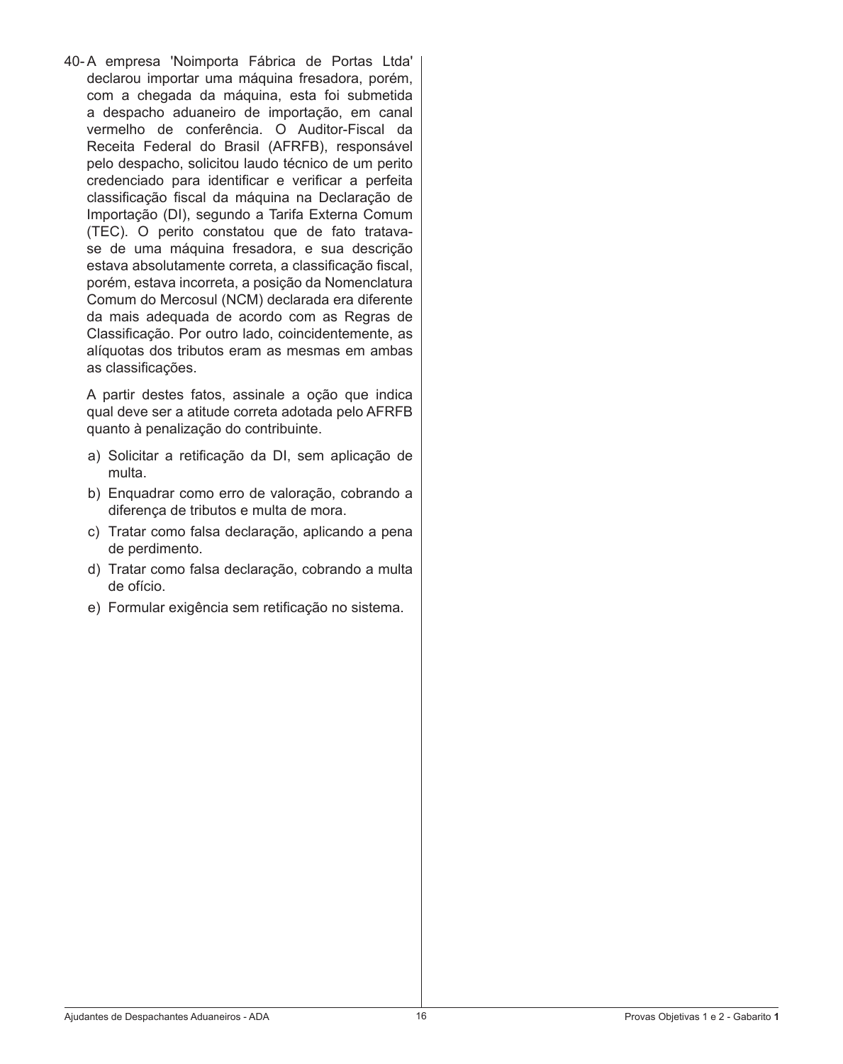40- A empresa 'Noimporta Fábrica de Portas Ltda' declarou importar uma máquina fresadora, porém, com a chegada da máquina, esta foi submetida a despacho aduaneiro de importação, em canal vermelho de conferência. O Auditor-Fiscal da Receita Federal do Brasil (AFRFB), responsável pelo despacho, solicitou laudo técnico de um perito credenciado para identificar e verificar a perfeita classificação fiscal da máquina na Declaração de Importação (DI), segundo a Tarifa Externa Comum (TEC). O perito constatou que de fato tratava-se de uma máquina fresadora, e sua descrição estava absolutamente correta, a classificação fiscal, porém, estava incorreta, a posição da Nomenclatura Comum do Mercosul (NCM) declarada era diferente da mais adequada de acordo com as Regras de Classificação. Por outro lado, coincidentemente, as alíquotas dos tributos eram as mesmas em ambas as classificações.

A partir destes fatos, assinale a opção que indica qual deve ser a atitude correta adotada pelo AFRFB quanto à penalização do contribuinte.

a) Solicitar a retificação da DI, sem aplicação de multa.
b) Enquadrar como erro de valoração, cobrando a diferença de tributos e multa de mora.
c) Tratar como falsa declaração, aplicando a pena de perdimento.
d) Tratar como falsa declaração, cobrando a multa de ofício.
e) Formular exigência sem retificação no sistema.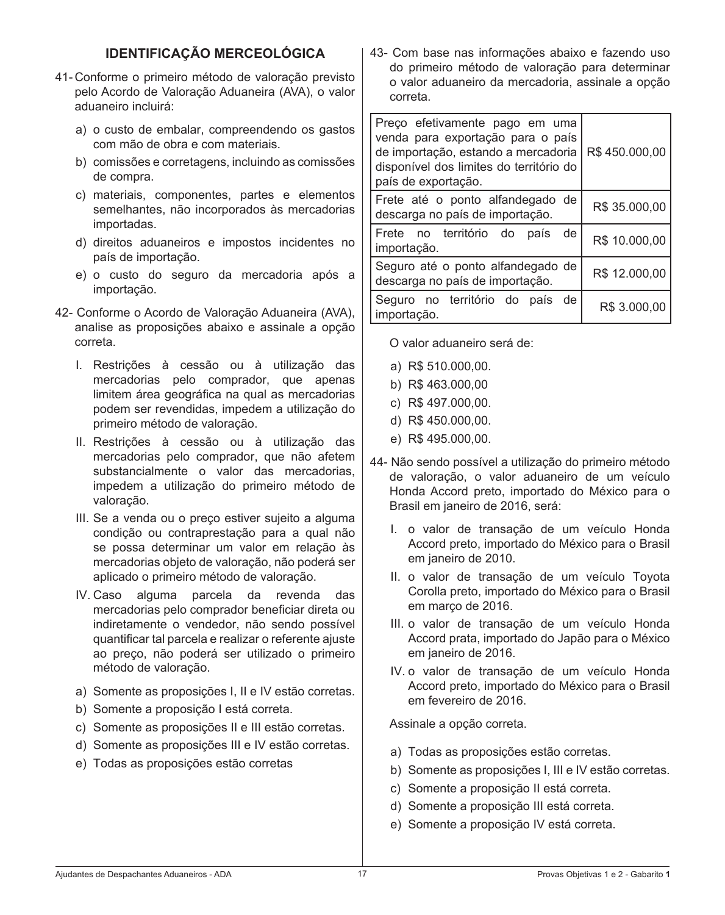## IDENTIFICAÇÃO MERCEOLÓGICA

41- Conforme o primeiro método de valoração previsto pelo Acordo de Valoração Aduaneira (AVA), o valor aduaneiro incluirá:

a) o custo de embalar, compreendendo os gastos com mão de obra e com materiais.
b) comissões e corretagens, incluindo as comissões de compra.
c) materiais, componentes, partes e elementos semelhantes, não incorporados às mercadorias importadas.
d) direitos aduaneiros e impostos incidentes no país de importação.
e) o custo do seguro da mercadoria após a importação.

42- Conforme o Acordo de Valoração Aduaneira (AVA), analise as proposições abaixo e assinale a opção correta.

I. Restrições à cessão ou à utilização das mercadorias pelo comprador, que apenas limitem área geográfica na qual as mercadorias podem ser revendidas, impedem a utilização do primeiro método de valoração.
II. Restrições à cessão ou à utilização das mercadorias pelo comprador, que não afetem substancialmente o valor das mercadorias, impedem a utilização do primeiro método de valoração.
III. Se a venda ou o preço estiver sujeito a alguma condição ou contraprestação para a qual não se possa determinar um valor em relação às mercadorias objeto de valoração, não poderá ser aplicado o primeiro método de valoração.
IV. Caso alguma parcela da revenda das mercadorias pelo comprador beneficiar direta ou indiretamente o vendedor, não sendo possível quantificar tal parcela e realizar o referente ajuste ao preço, não poderá ser utilizado o primeiro método de valoração.

a) Somente as proposições I, II e IV estão corretas.
b) Somente a proposição I está correta.
c) Somente as proposições II e III estão corretas.
d) Somente as proposições III e IV estão corretas.
e) Todas as proposições estão corretas

43- Com base nas informações abaixo e fazendo uso do primeiro método de valoração para determinar o valor aduaneiro da mercadoria, assinale a opção correta.

| | |
|---|---|
| Preço efetivamente pago em uma venda para exportação para o país de importação, estando a mercadoria disponível dos limites do território do país de exportação. | R$ 450.000,00 |
| Frete até o ponto alfandegado de descarga no país de importação. | R$ 35.000,00 |
| Frete no território do país de importação. | R$ 10.000,00 |
| Seguro até o ponto alfandegado de descarga no país de importação. | R$ 12.000,00 |
| Seguro no território do país de importação. | R$ 3.000,00 |

O valor aduaneiro será de:

a) R$ 510.000,00.
b) R$ 463.000,00
c) R$ 497.000,00.
d) R$ 450.000,00.
e) R$ 495.000,00.

44- Não sendo possível a utilização do primeiro método de valoração, o valor aduaneiro de um veículo Honda Accord preto, importado do México para o Brasil em janeiro de 2016, será:

I. o valor de transação de um veículo Honda Accord preto, importado do México para o Brasil em janeiro de 2010.
II. o valor de transação de um veículo Toyota Corolla preto, importado do México para o Brasil em março de 2016.
III. o valor de transação de um veículo Honda Accord prata, importado do Japão para o México em janeiro de 2016.
IV. o valor de transação de um veículo Honda Accord preto, importado do México para o Brasil em fevereiro de 2016.

Assinale a opção correta.

a) Todas as proposições estão corretas.
b) Somente as proposições I, III e IV estão corretas.
c) Somente a proposição II está correta.
d) Somente a proposição III está correta.
e) Somente a proposição IV está correta.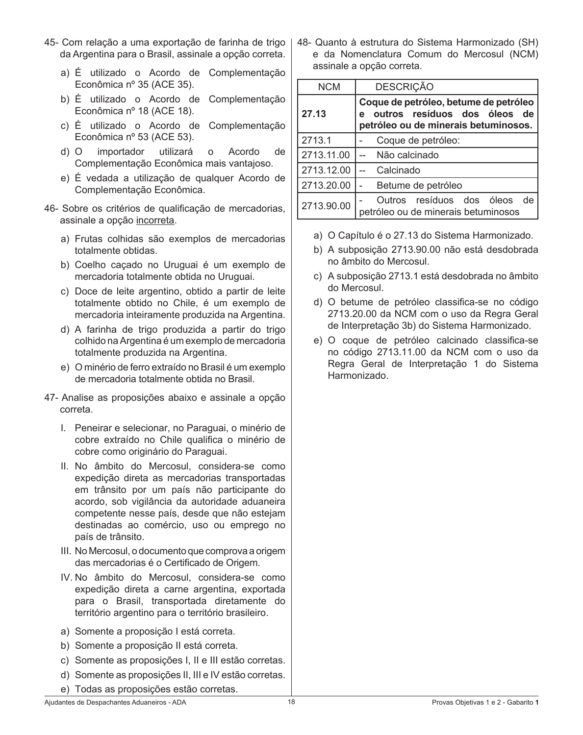45- Com relação a uma exportação de farinha de trigo da Argentina para o Brasil, assinale a opção correta.

a) É utilizado o Acordo de Complementação Econômica nº 35 (ACE 35).
b) É utilizado o Acordo de Complementação Econômica nº 18 (ACE 18).
c) É utilizado o Acordo de Complementação Econômica nº 53 (ACE 53).
d) O importador utilizará o Acordo de Complementação Econômica mais vantajoso.
e) É vedada a utilização de qualquer Acordo de Complementação Econômica.

46- Sobre os critérios de qualificação de mercadorias, assinale a opção incorreta.

a) Frutas colhidas são exemplos de mercadorias totalmente obtidas.
b) Coelho caçado no Uruguai é um exemplo de mercadoria totalmente obtida no Uruguai.
c) Doce de leite argentino, obtido a partir de leite totalmente obtido no Chile, é um exemplo de mercadoria inteiramente produzida na Argentina.
d) A farinha de trigo produzida a partir do trigo colhido na Argentina é um exemplo de mercadoria totalmente produzida na Argentina.
e) O minério de ferro extraído no Brasil é um exemplo de mercadoria totalmente obtida no Brasil.

47- Analise as proposições abaixo e assinale a opção correta.

I. Peneirar e selecionar, no Paraguai, o minério de cobre extraído no Chile qualifica o minério de cobre como originário do Paraguai.
II. No âmbito do Mercosul, considera-se como expedição direta as mercadorias transportadas em trânsito por um país não participante do acordo, sob vigilância da autoridade aduaneira competente nesse país, desde que não estejam destinadas ao comércio, uso ou emprego no país de trânsito.
III. No Mercosul, o documento que comprova a origem das mercadorias é o Certificado de Origem.
IV. No âmbito do Mercosul, considera-se como expedição direta a carne argentina, exportada para o Brasil, transportada diretamente do território argentino para o território brasileiro.

a) Somente a proposição I está correta.
b) Somente a proposição II está correta.
c) Somente as proposições I, II e III estão corretas.
d) Somente as proposições II, III e IV estão corretas.
e) Todas as proposições estão corretas.

48- Quanto à estrutura do Sistema Harmonizado (SH) e da Nomenclatura Comum do Mercosul (NCM) assinale a opção correta.

| NCM | DESCRIÇÃO |
|---|---|
| **27.13** | **Coque de petróleo, betume de petróleo e outros resíduos dos óleos de petróleo ou de minerais betuminosos.** |
| 2713.1 | - Coque de petróleo: |
| 2713.11.00 | -- Não calcinado |
| 2713.12.00 | -- Calcinado |
| 2713.20.00 | - Betume de petróleo |
| 2713.90.00 | - Outros resíduos dos óleos de petróleo ou de minerais betuminosos |

a) O Capítulo é o 27.13 do Sistema Harmonizado.
b) A subposição 2713.90.00 não está desdobrada no âmbito do Mercosul.
c) A subposição 2713.1 está desdobrada no âmbito do Mercosul.
d) O betume de petróleo classifica-se no código 2713.20.00 da NCM com o uso da Regra Geral de Interpretação 3b) do Sistema Harmonizado.
e) O coque de petróleo calcinado classifica-se no código 2713.11.00 da NCM com o uso da Regra Geral de Interpretação 1 do Sistema Harmonizado.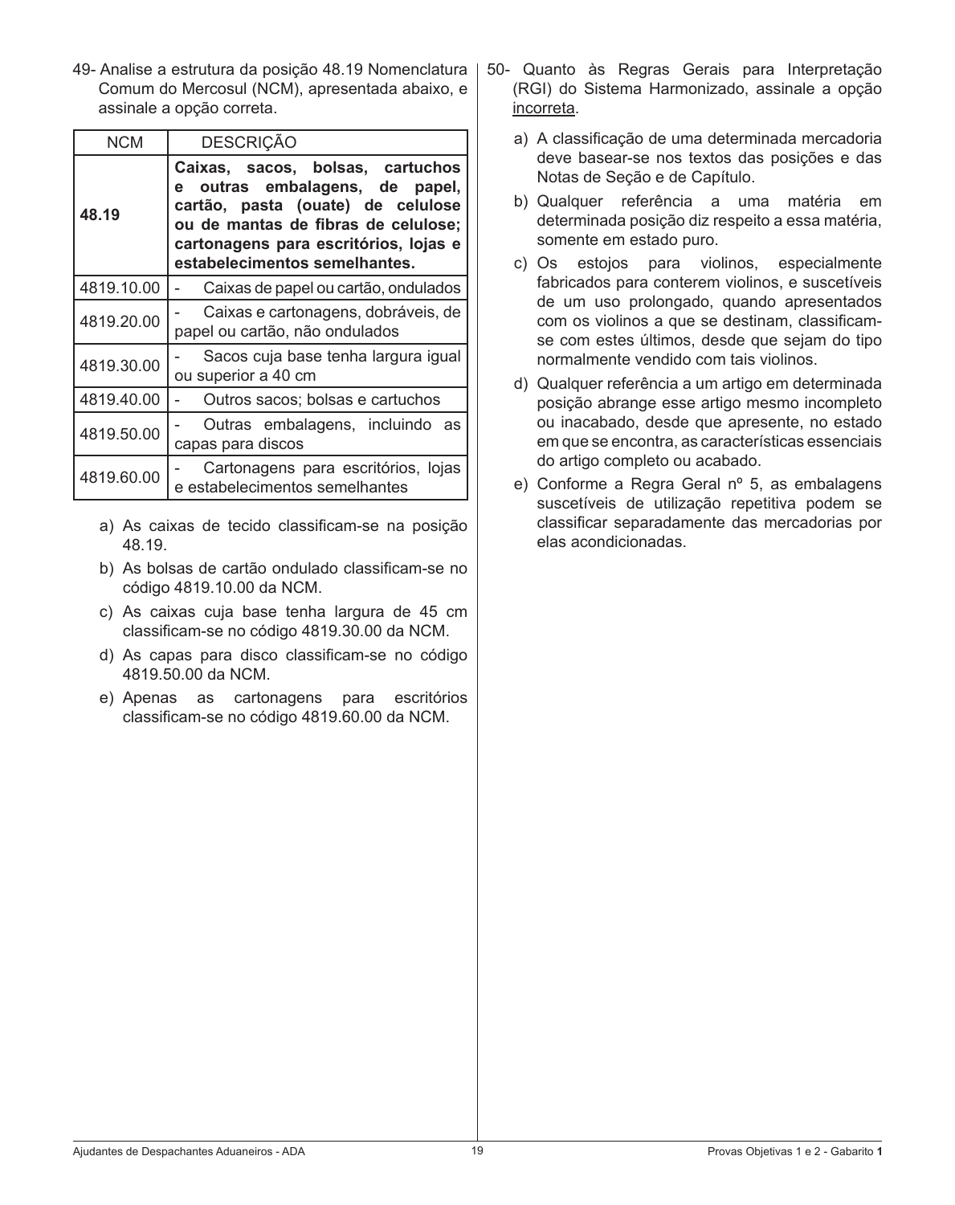49- Analise a estrutura da posição 48.19 Nomenclatura Comum do Mercosul (NCM), apresentada abaixo, e assinale a opção correta.

| NCM | DESCRIÇÃO |
| --- | --- |
| **48.19** | **Caixas, sacos, bolsas, cartuchos e outras embalagens, de papel, cartão, pasta (ouate) de celulose ou de mantas de fibras de celulose; cartonagens para escritórios, lojas e estabelecimentos semelhantes.** |
| 4819.10.00 | - Caixas de papel ou cartão, ondulados |
| 4819.20.00 | - Caixas e cartonagens, dobráveis, de papel ou cartão, não ondulados |
| 4819.30.00 | - Sacos cuja base tenha largura igual ou superior a 40 cm |
| 4819.40.00 | - Outros sacos; bolsas e cartuchos |
| 4819.50.00 | - Outras embalagens, incluindo as capas para discos |
| 4819.60.00 | - Cartonagens para escritórios, lojas e estabelecimentos semelhantes |

a) As caixas de tecido classificam-se na posição 48.19.

b) As bolsas de cartão ondulado classificam-se no código 4819.10.00 da NCM.

c) As caixas cuja base tenha largura de 45 cm classificam-se no código 4819.30.00 da NCM.

d) As capas para disco classificam-se no código 4819.50.00 da NCM.

e) Apenas as cartonagens para escritórios classificam-se no código 4819.60.00 da NCM.

50- Quanto às Regras Gerais para Interpretação (RGI) do Sistema Harmonizado, assinale a opção incorreta.

a) A classificação de uma determinada mercadoria deve basear-se nos textos das posições e das Notas de Seção e de Capítulo.

b) Qualquer referência a uma matéria em determinada posição diz respeito a essa matéria, somente em estado puro.

c) Os estojos para violinos, especialmente fabricados para conterem violinos, e suscetíveis de um uso prolongado, quando apresentados com os violinos a que se destinam, classificam-se com estes últimos, desde que sejam do tipo normalmente vendido com tais violinos.

d) Qualquer referência a um artigo em determinada posição abrange esse artigo mesmo incompleto ou inacabado, desde que apresente, no estado em que se encontra, as características essenciais do artigo completo ou acabado.

e) Conforme a Regra Geral nº 5, as embalagens suscetíveis de utilização repetitiva podem se classificar separadamente das mercadorias por elas acondicionadas.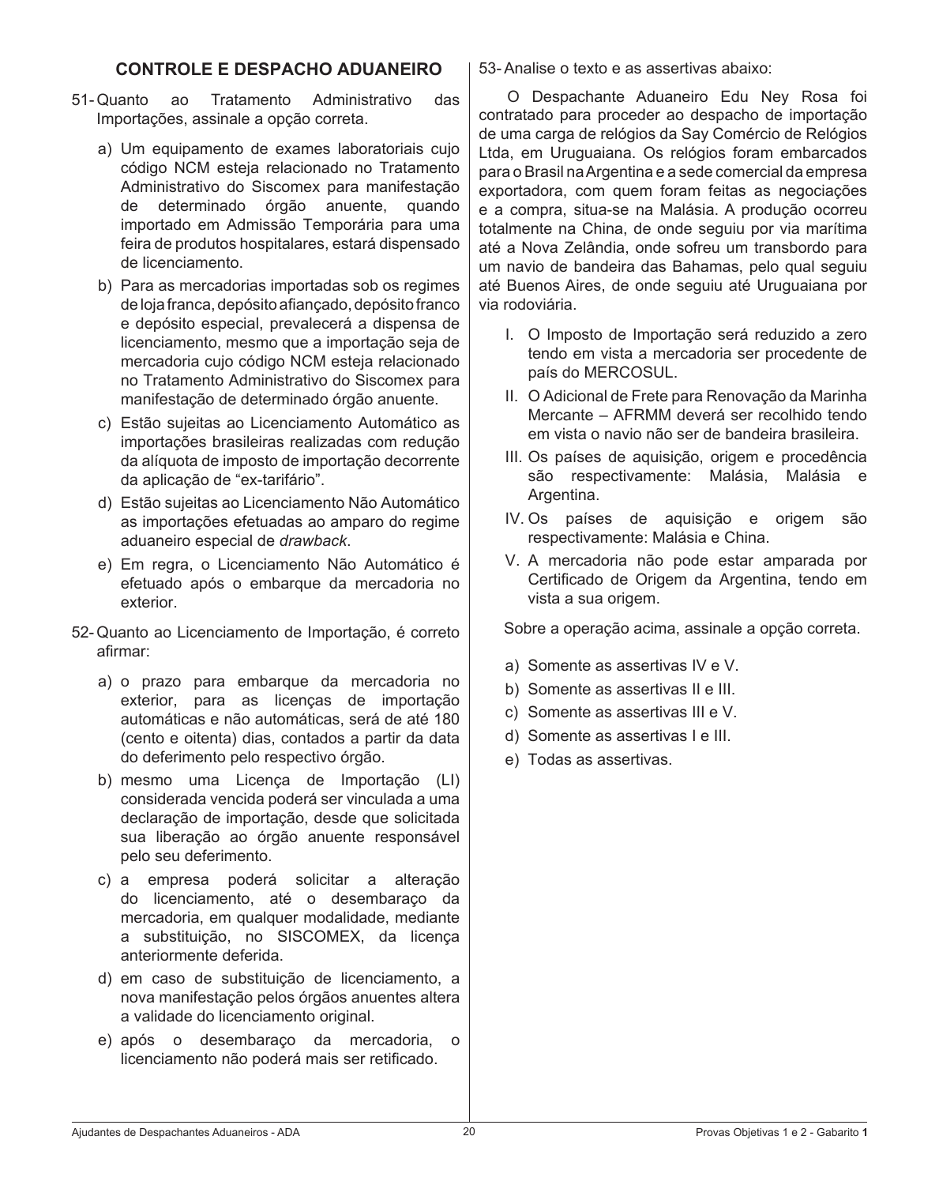## CONTROLE E DESPACHO ADUANEIRO

51- Quanto ao Tratamento Administrativo das Importações, assinale a opção correta.

a) Um equipamento de exames laboratoriais cujo código NCM esteja relacionado no Tratamento Administrativo do Siscomex para manifestação de determinado órgão anuente, quando importado em Admissão Temporária para uma feira de produtos hospitalares, estará dispensado de licenciamento.

b) Para as mercadorias importadas sob os regimes de loja franca, depósito afiançado, depósito franco e depósito especial, prevalecerá a dispensa de licenciamento, mesmo que a importação seja de mercadoria cujo código NCM esteja relacionado no Tratamento Administrativo do Siscomex para manifestação de determinado órgão anuente.

c) Estão sujeitas ao Licenciamento Automático as importações brasileiras realizadas com redução da alíquota de imposto de importação decorrente da aplicação de "ex-tarifário".

d) Estão sujeitas ao Licenciamento Não Automático as importações efetuadas ao amparo do regime aduaneiro especial de *drawback*.

e) Em regra, o Licenciamento Não Automático é efetuado após o embarque da mercadoria no exterior.

52- Quanto ao Licenciamento de Importação, é correto afirmar:

a) o prazo para embarque da mercadoria no exterior, para as licenças de importação automáticas e não automáticas, será de até 180 (cento e oitenta) dias, contados a partir da data do deferimento pelo respectivo órgão.

b) mesmo uma Licença de Importação (LI) considerada vencida poderá ser vinculada a uma declaração de importação, desde que solicitada sua liberação ao órgão anuente responsável pelo seu deferimento.

c) a empresa poderá solicitar a alteração do licenciamento, até o desembaraço da mercadoria, em qualquer modalidade, mediante a substituição, no SISCOMEX, da licença anteriormente deferida.

d) em caso de substituição de licenciamento, a nova manifestação pelos órgãos anuentes altera a validade do licenciamento original.

e) após o desembaraço da mercadoria, o licenciamento não poderá mais ser retificado.

53- Analise o texto e as assertivas abaixo:

O Despachante Aduaneiro Edu Ney Rosa foi contratado para proceder ao despacho de importação de uma carga de relógios da Say Comércio de Relógios Ltda, em Uruguaiana. Os relógios foram embarcados para o Brasil na Argentina e a sede comercial da empresa exportadora, com quem foram feitas as negociações e a compra, situa-se na Malásia. A produção ocorreu totalmente na China, de onde seguiu por via marítima até a Nova Zelândia, onde sofreu um transbordo para um navio de bandeira das Bahamas, pelo qual seguiu até Buenos Aires, de onde seguiu até Uruguaiana por via rodoviária.

I. O Imposto de Importação será reduzido a zero tendo em vista a mercadoria ser procedente de país do MERCOSUL.

II. O Adicional de Frete para Renovação da Marinha Mercante – AFRMM deverá ser recolhido tendo em vista o navio não ser de bandeira brasileira.

III. Os países de aquisição, origem e procedência são respectivamente: Malásia, Malásia e Argentina.

IV. Os países de aquisição e origem são respectivamente: Malásia e China.

V. A mercadoria não pode estar amparada por Certificado de Origem da Argentina, tendo em vista a sua origem.

Sobre a operação acima, assinale a opção correta.

a) Somente as assertivas IV e V.
b) Somente as assertivas II e III.
c) Somente as assertivas III e V.
d) Somente as assertivas I e III.
e) Todas as assertivas.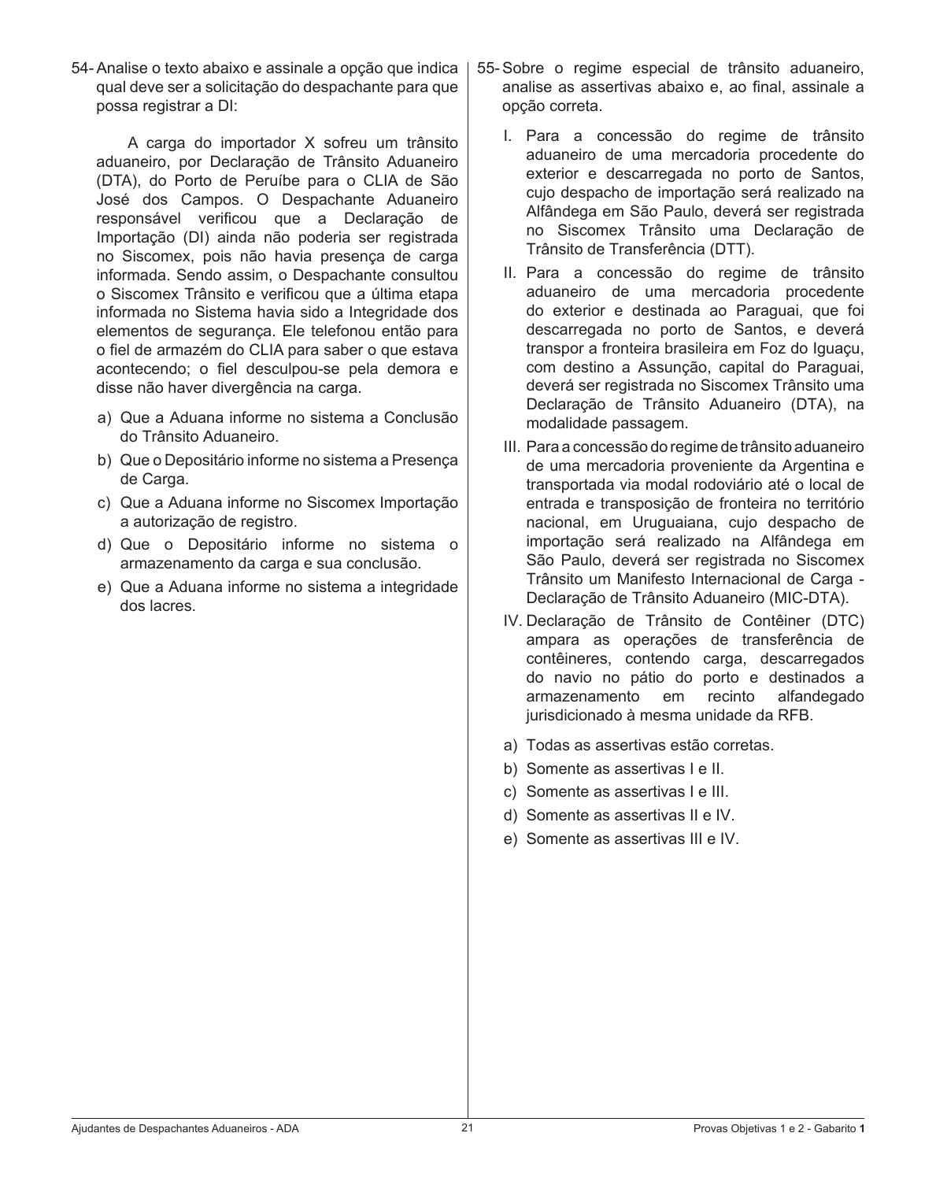54- Analise o texto abaixo e assinale a opção que indica qual deve ser a solicitação do despachante para que possa registrar a DI:

A carga do importador X sofreu um trânsito aduaneiro, por Declaração de Trânsito Aduaneiro (DTA), do Porto de Peruíbe para o CLIA de São José dos Campos. O Despachante Aduaneiro responsável verificou que a Declaração de Importação (DI) ainda não poderia ser registrada no Siscomex, pois não havia presença de carga informada. Sendo assim, o Despachante consultou o Siscomex Trânsito e verificou que a última etapa informada no Sistema havia sido a Integridade dos elementos de segurança. Ele telefonou então para o fiel de armazém do CLIA para saber o que estava acontecendo; o fiel desculpou-se pela demora e disse não haver divergência na carga.

a) Que a Aduana informe no sistema a Conclusão do Trânsito Aduaneiro.
b) Que o Depositário informe no sistema a Presença de Carga.
c) Que a Aduana informe no Siscomex Importação a autorização de registro.
d) Que o Depositário informe no sistema o armazenamento da carga e sua conclusão.
e) Que a Aduana informe no sistema a integridade dos lacres.

55- Sobre o regime especial de trânsito aduaneiro, analise as assertivas abaixo e, ao final, assinale a opção correta.

I. Para a concessão do regime de trânsito aduaneiro de uma mercadoria procedente do exterior e descarregada no porto de Santos, cujo despacho de importação será realizado na Alfândega em São Paulo, deverá ser registrada no Siscomex Trânsito uma Declaração de Trânsito de Transferência (DTT).

II. Para a concessão do regime de trânsito aduaneiro de uma mercadoria procedente do exterior e destinada ao Paraguai, que foi descarregada no porto de Santos, e deverá transpor a fronteira brasileira em Foz do Iguaçu, com destino a Assunção, capital do Paraguai, deverá ser registrada no Siscomex Trânsito uma Declaração de Trânsito Aduaneiro (DTA), na modalidade passagem.

III. Para a concessão do regime de trânsito aduaneiro de uma mercadoria proveniente da Argentina e transportada via modal rodoviário até o local de entrada e transposição de fronteira no território nacional, em Uruguaiana, cujo despacho de importação será realizado na Alfândega em São Paulo, deverá ser registrada no Siscomex Trânsito um Manifesto Internacional de Carga - Declaração de Trânsito Aduaneiro (MIC-DTA).

IV. Declaração de Trânsito de Contêiner (DTC) ampara as operações de transferência de contêineres, contendo carga, descarregados do navio no pátio do porto e destinados a armazenamento em recinto alfandegado jurisdicionado à mesma unidade da RFB.

a) Todas as assertivas estão corretas.
b) Somente as assertivas I e II.
c) Somente as assertivas I e III.
d) Somente as assertivas II e IV.
e) Somente as assertivas III e IV.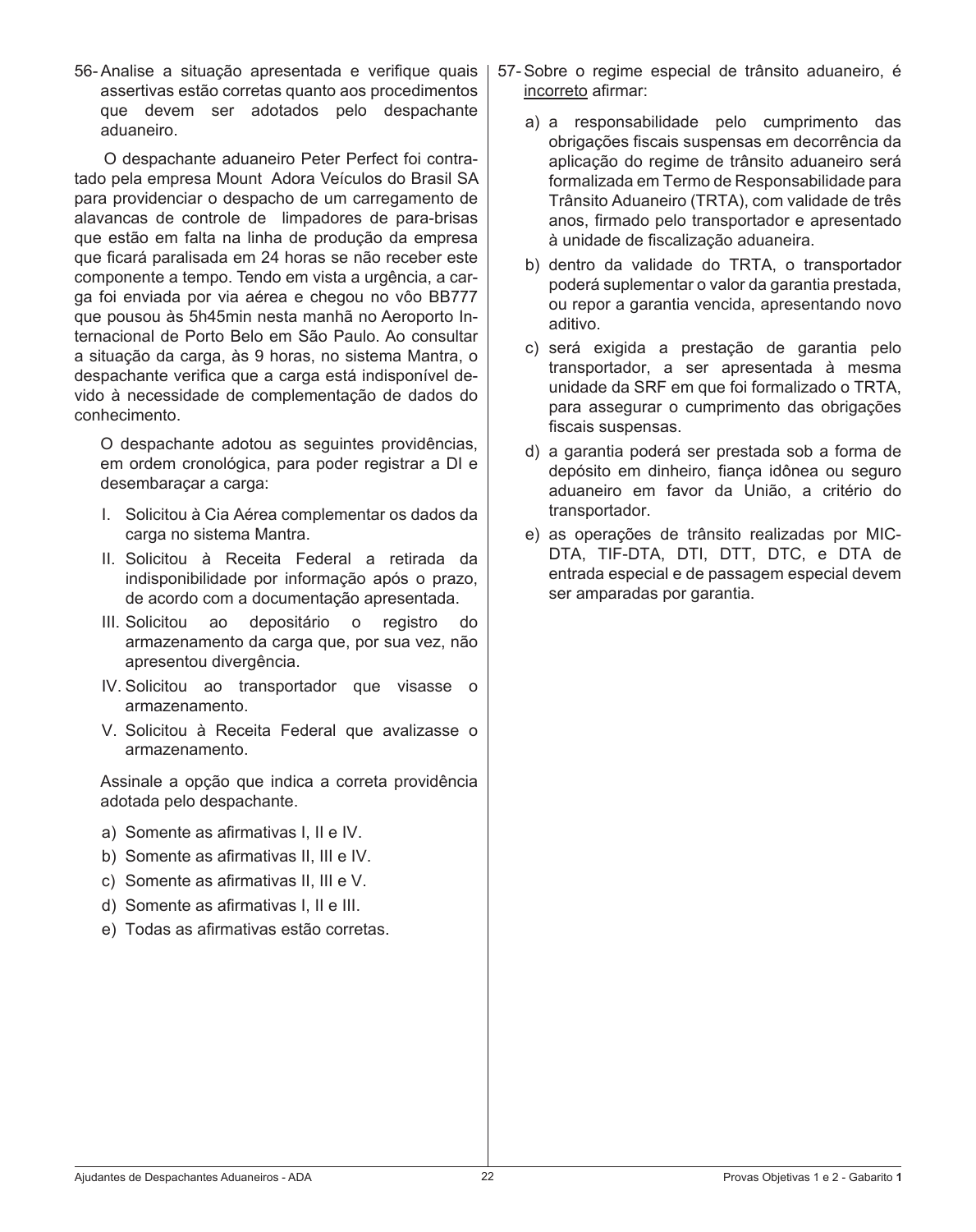56- Analise a situação apresentada e verifique quais assertivas estão corretas quanto aos procedimentos que devem ser adotados pelo despachante aduaneiro.

O despachante aduaneiro Peter Perfect foi contratado pela empresa Mount Adora Veículos do Brasil SA para providenciar o despacho de um carregamento de alavancas de controle de limpadores de para-brisas que estão em falta na linha de produção da empresa que ficará paralisada em 24 horas se não receber este componente a tempo. Tendo em vista a urgência, a carga foi enviada por via aérea e chegou no vôo BB777 que pousou às 5h45min nesta manhã no Aeroporto Internacional de Porto Belo em São Paulo. Ao consultar a situação da carga, às 9 horas, no sistema Mantra, o despachante verifica que a carga está indisponível devido à necessidade de complementação de dados do conhecimento.

O despachante adotou as seguintes providências, em ordem cronológica, para poder registrar a DI e desembaraçar a carga:

I. Solicitou à Cia Aérea complementar os dados da carga no sistema Mantra.
II. Solicitou à Receita Federal a retirada da indisponibilidade por informação após o prazo, de acordo com a documentação apresentada.
III. Solicitou ao depositário o registro do armazenamento da carga que, por sua vez, não apresentou divergência.
IV. Solicitou ao transportador que visasse o armazenamento.
V. Solicitou à Receita Federal que avalizasse o armazenamento.

Assinale a opção que indica a correta providência adotada pelo despachante.

a) Somente as afirmativas I, II e IV.
b) Somente as afirmativas II, III e IV.
c) Somente as afirmativas II, III e V.
d) Somente as afirmativas I, II e III.
e) Todas as afirmativas estão corretas.

57- Sobre o regime especial de trânsito aduaneiro, é <u>incorreto</u> afirmar:

a) a responsabilidade pelo cumprimento das obrigações fiscais suspensas em decorrência da aplicação do regime de trânsito aduaneiro será formalizada em Termo de Responsabilidade para Trânsito Aduaneiro (TRTA), com validade de três anos, firmado pelo transportador e apresentado à unidade de fiscalização aduaneira.
b) dentro da validade do TRTA, o transportador poderá suplementar o valor da garantia prestada, ou repor a garantia vencida, apresentando novo aditivo.
c) será exigida a prestação de garantia pelo transportador, a ser apresentada à mesma unidade da SRF em que foi formalizado o TRTA, para assegurar o cumprimento das obrigações fiscais suspensas.
d) a garantia poderá ser prestada sob a forma de depósito em dinheiro, fiança idônea ou seguro aduaneiro em favor da União, a critério do transportador.
e) as operações de trânsito realizadas por MIC-DTA, TIF-DTA, DTI, DTT, DTC, e DTA de entrada especial e de passagem especial devem ser amparadas por garantia.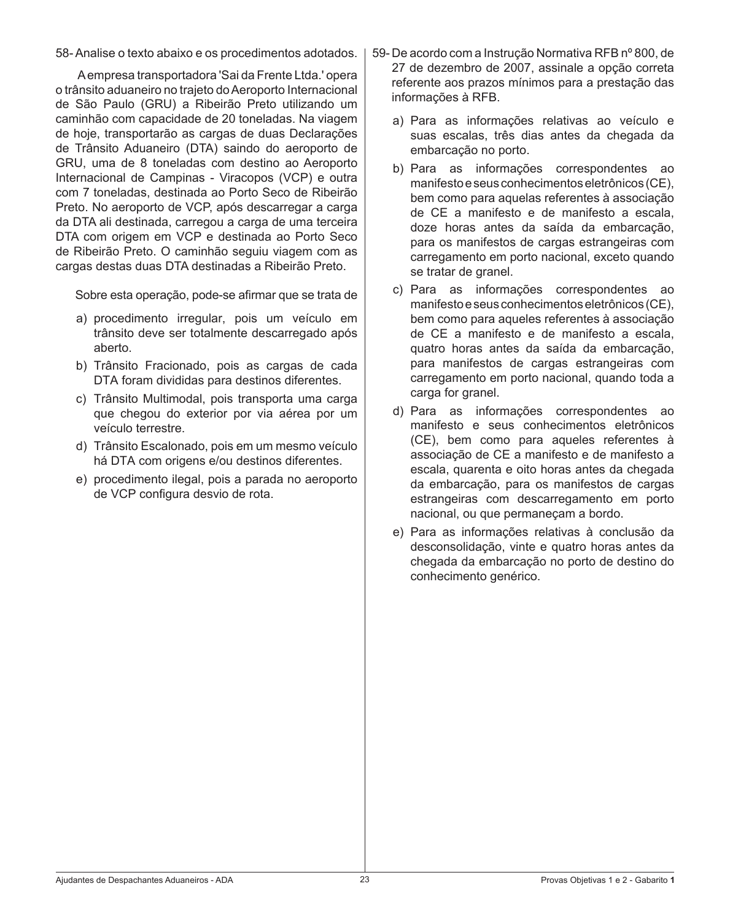58- Analise o texto abaixo e os procedimentos adotados.

A empresa transportadora 'Sai da Frente Ltda.' opera o trânsito aduaneiro no trajeto do Aeroporto Internacional de São Paulo (GRU) a Ribeirão Preto utilizando um caminhão com capacidade de 20 toneladas. Na viagem de hoje, transportarão as cargas de duas Declarações de Trânsito Aduaneiro (DTA) saindo do aeroporto de GRU, uma de 8 toneladas com destino ao Aeroporto Internacional de Campinas - Viracopos (VCP) e outra com 7 toneladas, destinada ao Porto Seco de Ribeirão Preto. No aeroporto de VCP, após descarregar a carga da DTA ali destinada, carregou a carga de uma terceira DTA com origem em VCP e destinada ao Porto Seco de Ribeirão Preto. O caminhão seguiu viagem com as cargas destas duas DTA destinadas a Ribeirão Preto.

Sobre esta operação, pode-se afirmar que se trata de

a) procedimento irregular, pois um veículo em trânsito deve ser totalmente descarregado após aberto.
b) Trânsito Fracionado, pois as cargas de cada DTA foram divididas para destinos diferentes.
c) Trânsito Multimodal, pois transporta uma carga que chegou do exterior por via aérea por um veículo terrestre.
d) Trânsito Escalonado, pois em um mesmo veículo há DTA com origens e/ou destinos diferentes.
e) procedimento ilegal, pois a parada no aeroporto de VCP configura desvio de rota.

59- De acordo com a Instrução Normativa RFB nº 800, de 27 de dezembro de 2007, assinale a opção correta referente aos prazos mínimos para a prestação das informações à RFB.

a) Para as informações relativas ao veículo e suas escalas, três dias antes da chegada da embarcação no porto.
b) Para as informações correspondentes ao manifesto e seus conhecimentos eletrônicos (CE), bem como para aquelas referentes à associação de CE a manifesto e de manifesto a escala, doze horas antes da saída da embarcação, para os manifestos de cargas estrangeiras com carregamento em porto nacional, exceto quando se tratar de granel.
c) Para as informações correspondentes ao manifesto e seus conhecimentos eletrônicos (CE), bem como para aqueles referentes à associação de CE a manifesto e de manifesto a escala, quatro horas antes da saída da embarcação, para manifestos de cargas estrangeiras com carregamento em porto nacional, quando toda a carga for granel.
d) Para as informações correspondentes ao manifesto e seus conhecimentos eletrônicos (CE), bem como para aqueles referentes à associação de CE a manifesto e de manifesto a escala, quarenta e oito horas antes da chegada da embarcação, para os manifestos de cargas estrangeiras com descarregamento em porto nacional, ou que permaneçam a bordo.
e) Para as informações relativas à conclusão da desconsolidação, vinte e quatro horas antes da chegada da embarcação no porto de destino do conhecimento genérico.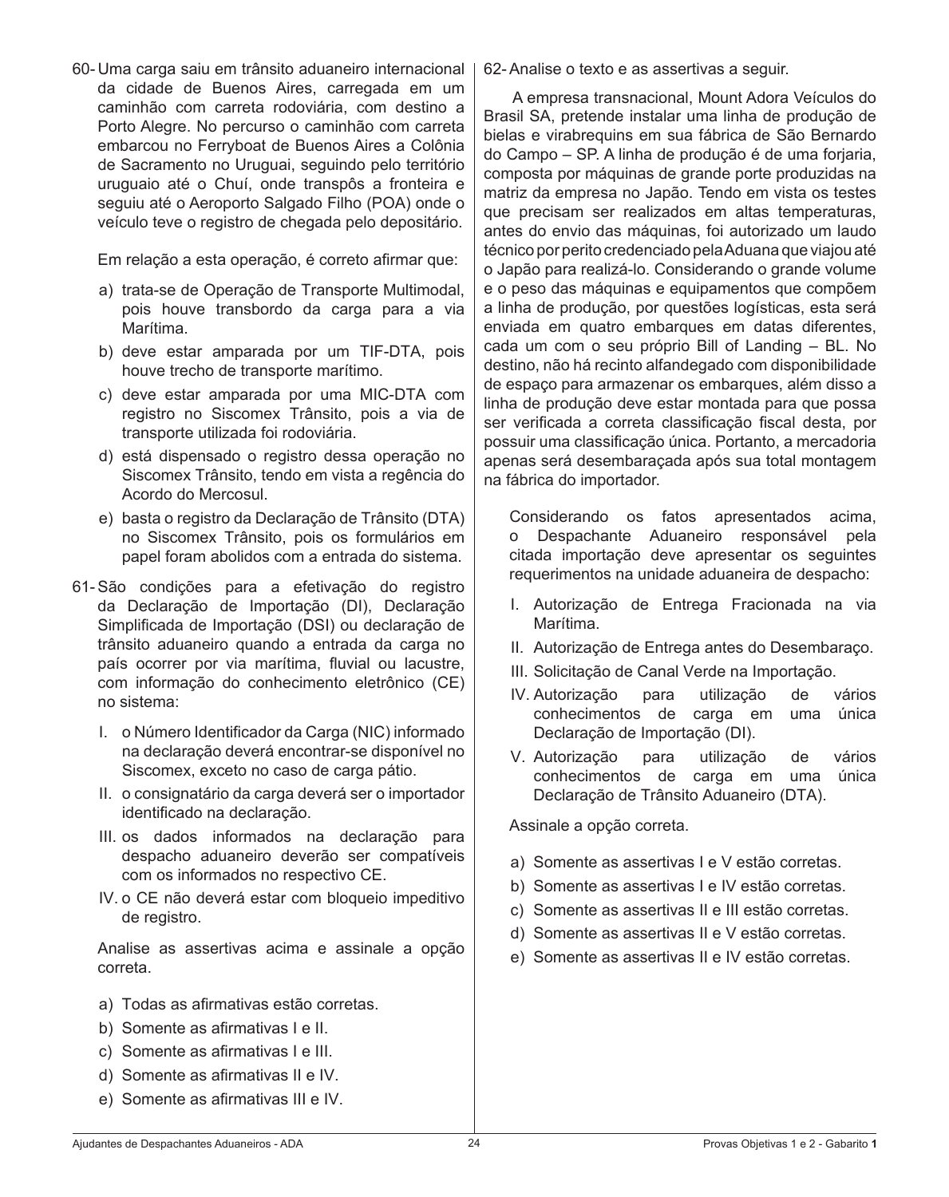60- Uma carga saiu em trânsito aduaneiro internacional da cidade de Buenos Aires, carregada em um caminhão com carreta rodoviária, com destino a Porto Alegre. No percurso o caminhão com carreta embarcou no Ferryboat de Buenos Aires a Colônia de Sacramento no Uruguai, seguindo pelo território uruguaio até o Chuí, onde transpôs a fronteira e seguiu até o Aeroporto Salgado Filho (POA) onde o veículo teve o registro de chegada pelo depositário.

Em relação a esta operação, é correto afirmar que:

a) trata-se de Operação de Transporte Multimodal, pois houve transbordo da carga para a via Marítima.
b) deve estar amparada por um TIF-DTA, pois houve trecho de transporte marítimo.
c) deve estar amparada por uma MIC-DTA com registro no Siscomex Trânsito, pois a via de transporte utilizada foi rodoviária.
d) está dispensado o registro dessa operação no Siscomex Trânsito, tendo em vista a regência do Acordo do Mercosul.
e) basta o registro da Declaração de Trânsito (DTA) no Siscomex Trânsito, pois os formulários em papel foram abolidos com a entrada do sistema.

61- São condições para a efetivação do registro da Declaração de Importação (DI), Declaração Simplificada de Importação (DSI) ou declaração de trânsito aduaneiro quando a entrada da carga no país ocorrer por via marítima, fluvial ou lacustre, com informação do conhecimento eletrônico (CE) no sistema:

I. o Número Identificador da Carga (NIC) informado na declaração deverá encontrar-se disponível no Siscomex, exceto no caso de carga pátio.
II. o consignatário da carga deverá ser o importador identificado na declaração.
III. os dados informados na declaração para despacho aduaneiro deverão ser compatíveis com os informados no respectivo CE.
IV. o CE não deverá estar com bloqueio impeditivo de registro.

Analise as assertivas acima e assinale a opção correta.

a) Todas as afirmativas estão corretas.
b) Somente as afirmativas I e II.
c) Somente as afirmativas I e III.
d) Somente as afirmativas II e IV.
e) Somente as afirmativas III e IV.

62- Analise o texto e as assertivas a seguir.

A empresa transnacional, Mount Adora Veículos do Brasil SA, pretende instalar uma linha de produção de bielas e virabrequins em sua fábrica de São Bernardo do Campo – SP. A linha de produção é de uma forjaria, composta por máquinas de grande porte produzidas na matriz da empresa no Japão. Tendo em vista os testes que precisam ser realizados em altas temperaturas, antes do envio das máquinas, foi autorizado um laudo técnico por perito credenciado pela Aduana que viajou até o Japão para realizá-lo. Considerando o grande volume e o peso das máquinas e equipamentos que compõem a linha de produção, por questões logísticas, esta será enviada em quatro embarques em datas diferentes, cada um com o seu próprio Bill of Landing – BL. No destino, não há recinto alfandegado com disponibilidade de espaço para armazenar os embarques, além disso a linha de produção deve estar montada para que possa ser verificada a correta classificação fiscal desta, por possuir uma classificação única. Portanto, a mercadoria apenas será desembaraçada após sua total montagem na fábrica do importador.

Considerando os fatos apresentados acima, o Despachante Aduaneiro responsável pela citada importação deve apresentar os seguintes requerimentos na unidade aduaneira de despacho:

I. Autorização de Entrega Fracionada na via Marítima.
II. Autorização de Entrega antes do Desembaraço.
III. Solicitação de Canal Verde na Importação.
IV. Autorização para utilização de vários conhecimentos de carga em uma única Declaração de Importação (DI).
V. Autorização para utilização de vários conhecimentos de carga em uma única Declaração de Trânsito Aduaneiro (DTA).

Assinale a opção correta.

a) Somente as assertivas I e V estão corretas.
b) Somente as assertivas I e IV estão corretas.
c) Somente as assertivas II e III estão corretas.
d) Somente as assertivas II e V estão corretas.
e) Somente as assertivas II e IV estão corretas.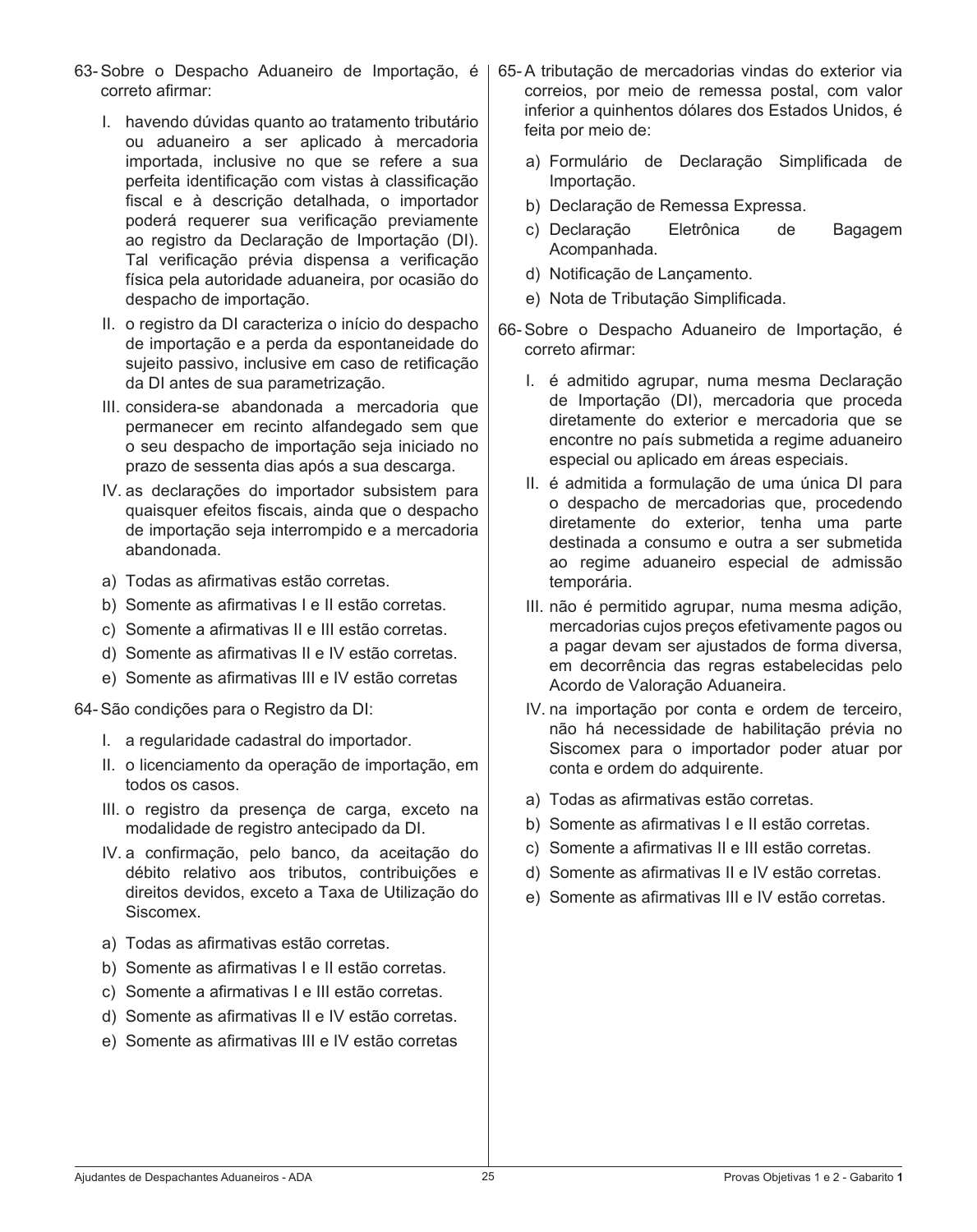63- Sobre o Despacho Aduaneiro de Importação, é correto afirmar:

I. havendo dúvidas quanto ao tratamento tributário ou aduaneiro a ser aplicado à mercadoria importada, inclusive no que se refere a sua perfeita identificação com vistas à classificação fiscal e à descrição detalhada, o importador poderá requerer sua verificação previamente ao registro da Declaração de Importação (DI). Tal verificação prévia dispensa a verificação física pela autoridade aduaneira, por ocasião do despacho de importação.

II. o registro da DI caracteriza o início do despacho de importação e a perda da espontaneidade do sujeito passivo, inclusive em caso de retificação da DI antes de sua parametrização.

III. considera-se abandonada a mercadoria que permanecer em recinto alfandegado sem que o seu despacho de importação seja iniciado no prazo de sessenta dias após a sua descarga.

IV. as declarações do importador subsistem para quaisquer efeitos fiscais, ainda que o despacho de importação seja interrompido e a mercadoria abandonada.

a) Todas as afirmativas estão corretas.
b) Somente as afirmativas I e II estão corretas.
c) Somente a afirmativas II e III estão corretas.
d) Somente as afirmativas II e IV estão corretas.
e) Somente as afirmativas III e IV estão corretas

64- São condições para o Registro da DI:

I. a regularidade cadastral do importador.

II. o licenciamento da operação de importação, em todos os casos.

III. o registro da presença de carga, exceto na modalidade de registro antecipado da DI.

IV. a confirmação, pelo banco, da aceitação do débito relativo aos tributos, contribuições e direitos devidos, exceto a Taxa de Utilização do Siscomex.

a) Todas as afirmativas estão corretas.
b) Somente as afirmativas I e II estão corretas.
c) Somente a afirmativas I e III estão corretas.
d) Somente as afirmativas II e IV estão corretas.
e) Somente as afirmativas III e IV estão corretas

65- A tributação de mercadorias vindas do exterior via correios, por meio de remessa postal, com valor inferior a quinhentos dólares dos Estados Unidos, é feita por meio de:

a) Formulário de Declaração Simplificada de Importação.
b) Declaração de Remessa Expressa.
c) Declaração Eletrônica de Bagagem Acompanhada.
d) Notificação de Lançamento.
e) Nota de Tributação Simplificada.

66- Sobre o Despacho Aduaneiro de Importação, é correto afirmar:

I. é admitido agrupar, numa mesma Declaração de Importação (DI), mercadoria que proceda diretamente do exterior e mercadoria que se encontre no país submetida a regime aduaneiro especial ou aplicado em áreas especiais.

II. é admitida a formulação de uma única DI para o despacho de mercadorias que, procedendo diretamente do exterior, tenha uma parte destinada a consumo e outra a ser submetida ao regime aduaneiro especial de admissão temporária.

III. não é permitido agrupar, numa mesma adição, mercadorias cujos preços efetivamente pagos ou a pagar devam ser ajustados de forma diversa, em decorrência das regras estabelecidas pelo Acordo de Valoração Aduaneira.

IV. na importação por conta e ordem de terceiro, não há necessidade de habilitação prévia no Siscomex para o importador poder atuar por conta e ordem do adquirente.

a) Todas as afirmativas estão corretas.
b) Somente as afirmativas I e II estão corretas.
c) Somente a afirmativas II e III estão corretas.
d) Somente as afirmativas II e IV estão corretas.
e) Somente as afirmativas III e IV estão corretas.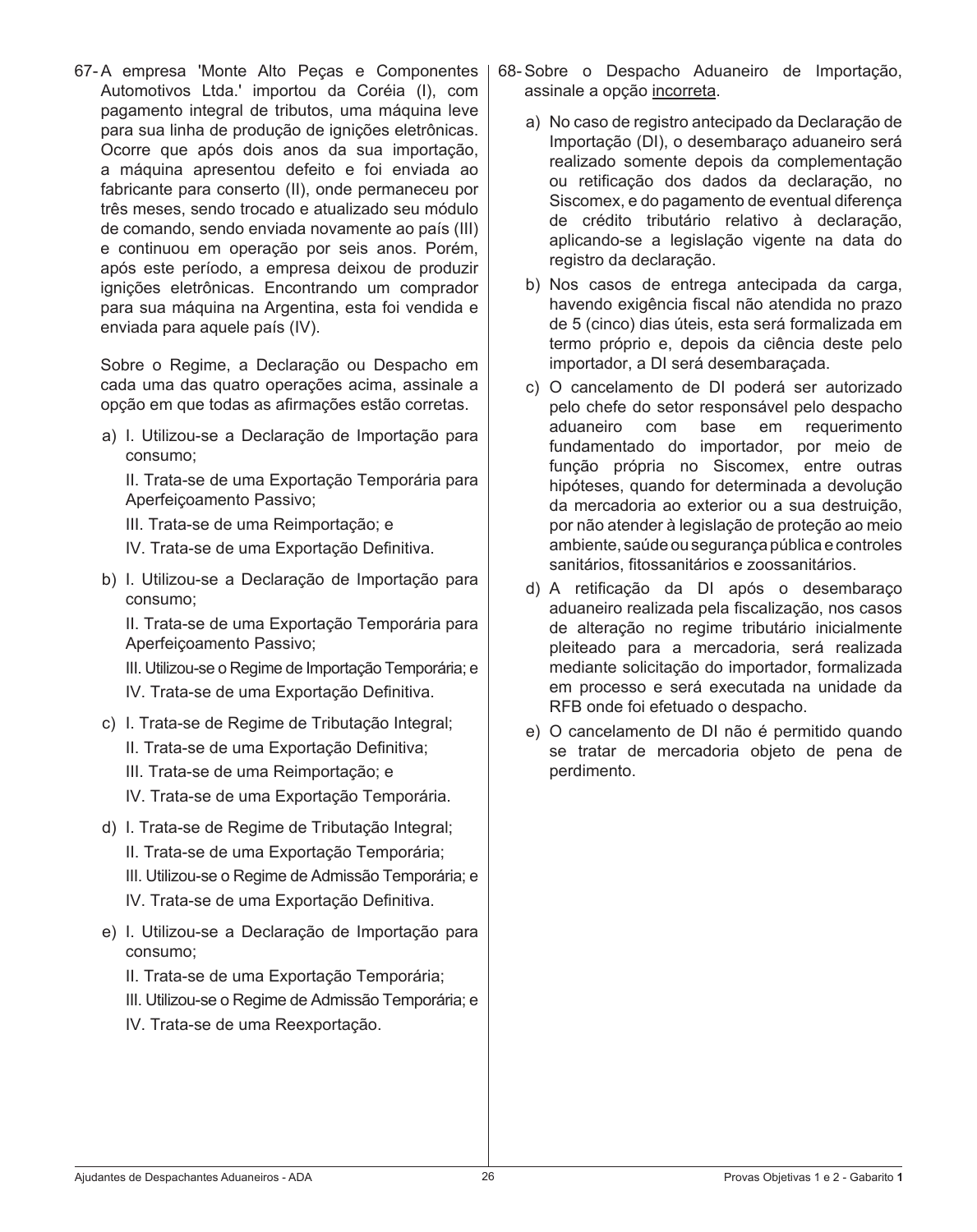67- A empresa 'Monte Alto Peças e Componentes Automotivos Ltda.' importou da Coréia (I), com pagamento integral de tributos, uma máquina leve para sua linha de produção de ignições eletrônicas. Ocorre que após dois anos da sua importação, a máquina apresentou defeito e foi enviada ao fabricante para conserto (II), onde permaneceu por três meses, sendo trocado e atualizado seu módulo de comando, sendo enviada novamente ao país (III) e continuou em operação por seis anos. Porém, após este período, a empresa deixou de produzir ignições eletrônicas. Encontrando um comprador para sua máquina na Argentina, esta foi vendida e enviada para aquele país (IV).

Sobre o Regime, a Declaração ou Despacho em cada uma das quatro operações acima, assinale a opção em que todas as afirmações estão corretas.

a) I. Utilizou-se a Declaração de Importação para consumo;
   II. Trata-se de uma Exportação Temporária para Aperfeiçoamento Passivo;
   III. Trata-se de uma Reimportação; e
   IV. Trata-se de uma Exportação Definitiva.

b) I. Utilizou-se a Declaração de Importação para consumo;
   II. Trata-se de uma Exportação Temporária para Aperfeiçoamento Passivo;
   III. Utilizou-se o Regime de Importação Temporária; e
   IV. Trata-se de uma Exportação Definitiva.

c) I. Trata-se de Regime de Tributação Integral;
   II. Trata-se de uma Exportação Definitiva;
   III. Trata-se de uma Reimportação; e
   IV. Trata-se de uma Exportação Temporária.

d) I. Trata-se de Regime de Tributação Integral;
   II. Trata-se de uma Exportação Temporária;
   III. Utilizou-se o Regime de Admissão Temporária; e
   IV. Trata-se de uma Exportação Definitiva.

e) I. Utilizou-se a Declaração de Importação para consumo;
   II. Trata-se de uma Exportação Temporária;
   III. Utilizou-se o Regime de Admissão Temporária; e
   IV. Trata-se de uma Reexportação.

68- Sobre o Despacho Aduaneiro de Importação, assinale a opção incorreta.

a) No caso de registro antecipado da Declaração de Importação (DI), o desembaraço aduaneiro será realizado somente depois da complementação ou retificação dos dados da declaração, no Siscomex, e do pagamento de eventual diferença de crédito tributário relativo à declaração, aplicando-se a legislação vigente na data do registro da declaração.

b) Nos casos de entrega antecipada da carga, havendo exigência fiscal não atendida no prazo de 5 (cinco) dias úteis, esta será formalizada em termo próprio e, depois da ciência deste pelo importador, a DI será desembaraçada.

c) O cancelamento de DI poderá ser autorizado pelo chefe do setor responsável pelo despacho aduaneiro com base em requerimento fundamentado do importador, por meio de função própria no Siscomex, entre outras hipóteses, quando for determinada a devolução da mercadoria ao exterior ou a sua destruição, por não atender à legislação de proteção ao meio ambiente, saúde ou segurança pública e controles sanitários, fitossanitários e zoossanitários.

d) A retificação da DI após o desembaraço aduaneiro realizada pela fiscalização, nos casos de alteração no regime tributário inicialmente pleiteado para a mercadoria, será realizada mediante solicitação do importador, formalizada em processo e será executada na unidade da RFB onde foi efetuado o despacho.

e) O cancelamento de DI não é permitido quando se tratar de mercadoria objeto de pena de perdimento.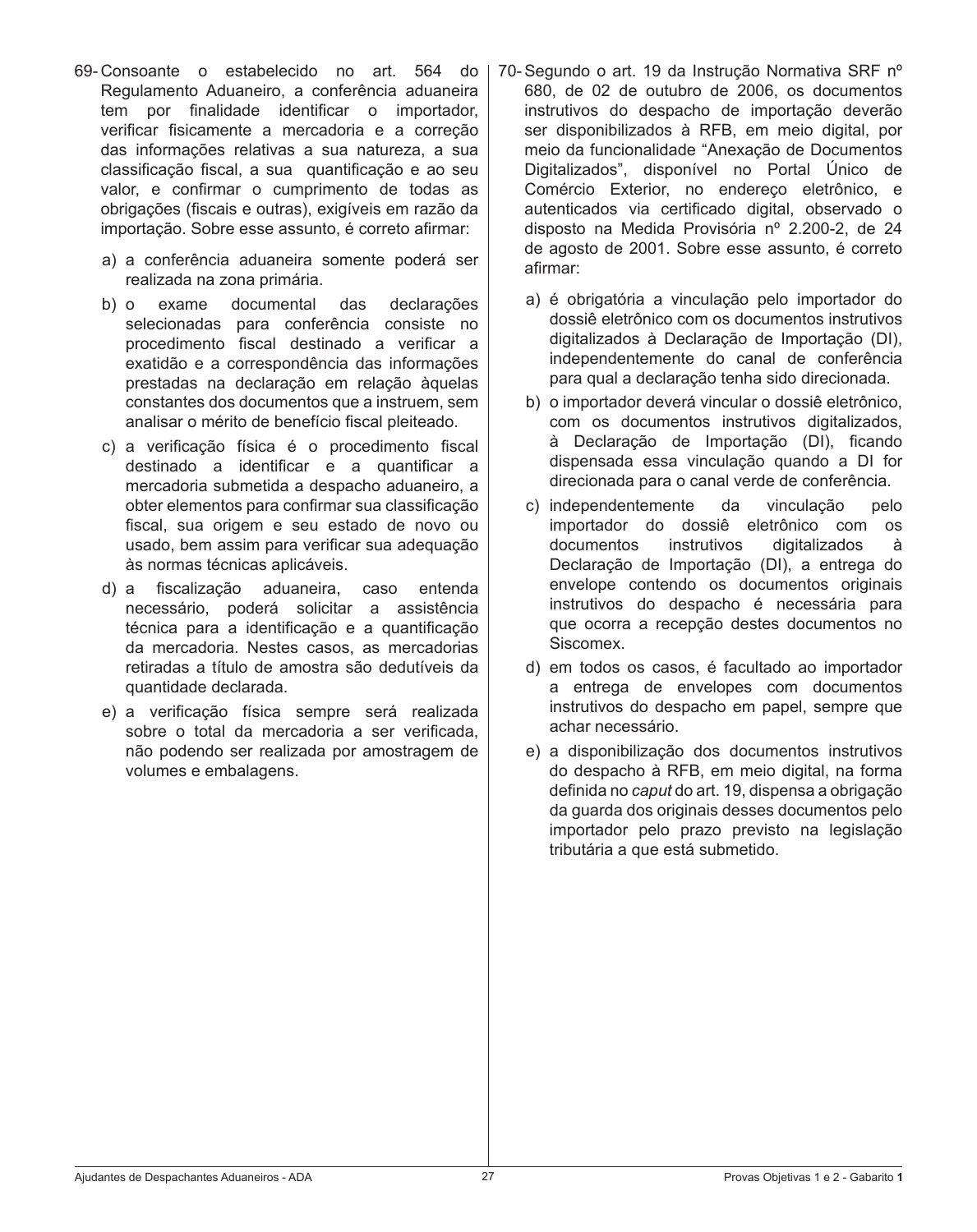69- Consoante o estabelecido no art. 564 do Regulamento Aduaneiro, a conferência aduaneira tem por finalidade identificar o importador, verificar fisicamente a mercadoria e a correção das informações relativas a sua natureza, a sua classificação fiscal, a sua quantificação e ao seu valor, e confirmar o cumprimento de todas as obrigações (fiscais e outras), exigíveis em razão da importação. Sobre esse assunto, é correto afirmar:

a) a conferência aduaneira somente poderá ser realizada na zona primária.

b) o exame documental das declarações selecionadas para conferência consiste no procedimento fiscal destinado a verificar a exatidão e a correspondência das informações prestadas na declaração em relação àquelas constantes dos documentos que a instruem, sem analisar o mérito de benefício fiscal pleiteado.

c) a verificação física é o procedimento fiscal destinado a identificar e a quantificar a mercadoria submetida a despacho aduaneiro, a obter elementos para confirmar sua classificação fiscal, sua origem e seu estado de novo ou usado, bem assim para verificar sua adequação às normas técnicas aplicáveis.

d) a fiscalização aduaneira, caso entenda necessário, poderá solicitar a assistência técnica para a identificação e a quantificação da mercadoria. Nestes casos, as mercadorias retiradas a título de amostra são dedutíveis da quantidade declarada.

e) a verificação física sempre será realizada sobre o total da mercadoria a ser verificada, não podendo ser realizada por amostragem de volumes e embalagens.

70- Segundo o art. 19 da Instrução Normativa SRF nº 680, de 02 de outubro de 2006, os documentos instrutivos do despacho de importação deverão ser disponibilizados à RFB, em meio digital, por meio da funcionalidade "Anexação de Documentos Digitalizados", disponível no Portal Único de Comércio Exterior, no endereço eletrônico, e autenticados via certificado digital, observado o disposto na Medida Provisória nº 2.200-2, de 24 de agosto de 2001. Sobre esse assunto, é correto afirmar:

a) é obrigatória a vinculação pelo importador do dossiê eletrônico com os documentos instrutivos digitalizados à Declaração de Importação (DI), independentemente do canal de conferência para qual a declaração tenha sido direcionada.

b) o importador deverá vincular o dossiê eletrônico, com os documentos instrutivos digitalizados, à Declaração de Importação (DI), ficando dispensada essa vinculação quando a DI for direcionada para o canal verde de conferência.

c) independentemente da vinculação pelo importador do dossiê eletrônico com os documentos instrutivos digitalizados à Declaração de Importação (DI), a entrega do envelope contendo os documentos originais instrutivos do despacho é necessária para que ocorra a recepção destes documentos no Siscomex.

d) em todos os casos, é facultado ao importador a entrega de envelopes com documentos instrutivos do despacho em papel, sempre que achar necessário.

e) a disponibilização dos documentos instrutivos do despacho à RFB, em meio digital, na forma definida no *caput* do art. 19, dispensa a obrigação da guarda dos originais desses documentos pelo importador pelo prazo previsto na legislação tributária a que está submetido.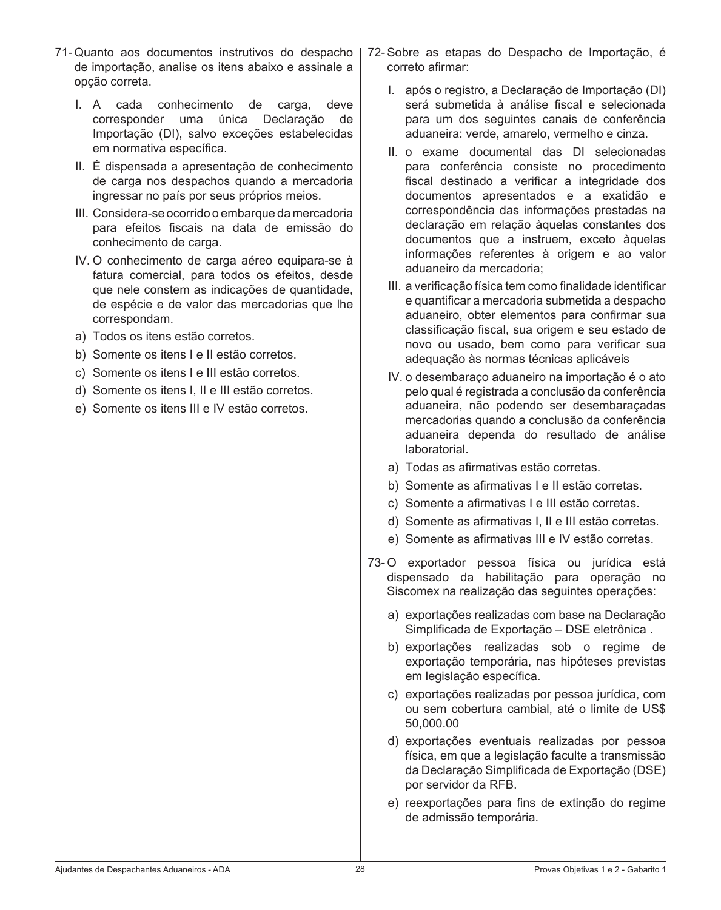71- Quanto aos documentos instrutivos do despacho de importação, analise os itens abaixo e assinale a opção correta.

I. A cada conhecimento de carga, deve corresponder uma única Declaração de Importação (DI), salvo exceções estabelecidas em normativa específica.

II. É dispensada a apresentação de conhecimento de carga nos despachos quando a mercadoria ingressar no país por seus próprios meios.

III. Considera-se ocorrido o embarque da mercadoria para efeitos fiscais na data de emissão do conhecimento de carga.

IV. O conhecimento de carga aéreo equipara-se à fatura comercial, para todos os efeitos, desde que nele constem as indicações de quantidade, de espécie e de valor das mercadorias que lhe correspondam.

a) Todos os itens estão corretos.
b) Somente os itens I e II estão corretos.
c) Somente os itens I e III estão corretos.
d) Somente os itens I, II e III estão corretos.
e) Somente os itens III e IV estão corretos.

72- Sobre as etapas do Despacho de Importação, é correto afirmar:

I. após o registro, a Declaração de Importação (DI) será submetida à análise fiscal e selecionada para um dos seguintes canais de conferência aduaneira: verde, amarelo, vermelho e cinza.

II. o exame documental das DI selecionadas para conferência consiste no procedimento fiscal destinado a verificar a integridade dos documentos apresentados e a exatidão e correspondência das informações prestadas na declaração em relação àquelas constantes dos documentos que a instruem, exceto àquelas informações referentes à origem e ao valor aduaneiro da mercadoria;

III. a verificação física tem como finalidade identificar e quantificar a mercadoria submetida a despacho aduaneiro, obter elementos para confirmar sua classificação fiscal, sua origem e seu estado de novo ou usado, bem como para verificar sua adequação às normas técnicas aplicáveis

IV. o desembaraço aduaneiro na importação é o ato pelo qual é registrada a conclusão da conferência aduaneira, não podendo ser desembaraçadas mercadorias quando a conclusão da conferência aduaneira dependa do resultado de análise laboratorial.

a) Todas as afirmativas estão corretas.
b) Somente as afirmativas I e II estão corretas.
c) Somente a afirmativas I e III estão corretas.
d) Somente as afirmativas I, II e III estão corretas.
e) Somente as afirmativas III e IV estão corretas.

73- O exportador pessoa física ou jurídica está dispensado da habilitação para operação no Siscomex na realização das seguintes operações:

a) exportações realizadas com base na Declaração Simplificada de Exportação – DSE eletrônica .
b) exportações realizadas sob o regime de exportação temporária, nas hipóteses previstas em legislação específica.
c) exportações realizadas por pessoa jurídica, com ou sem cobertura cambial, até o limite de US$ 50,000.00
d) exportações eventuais realizadas por pessoa física, em que a legislação faculte a transmissão da Declaração Simplificada de Exportação (DSE) por servidor da RFB.
e) reexportações para fins de extinção do regime de admissão temporária.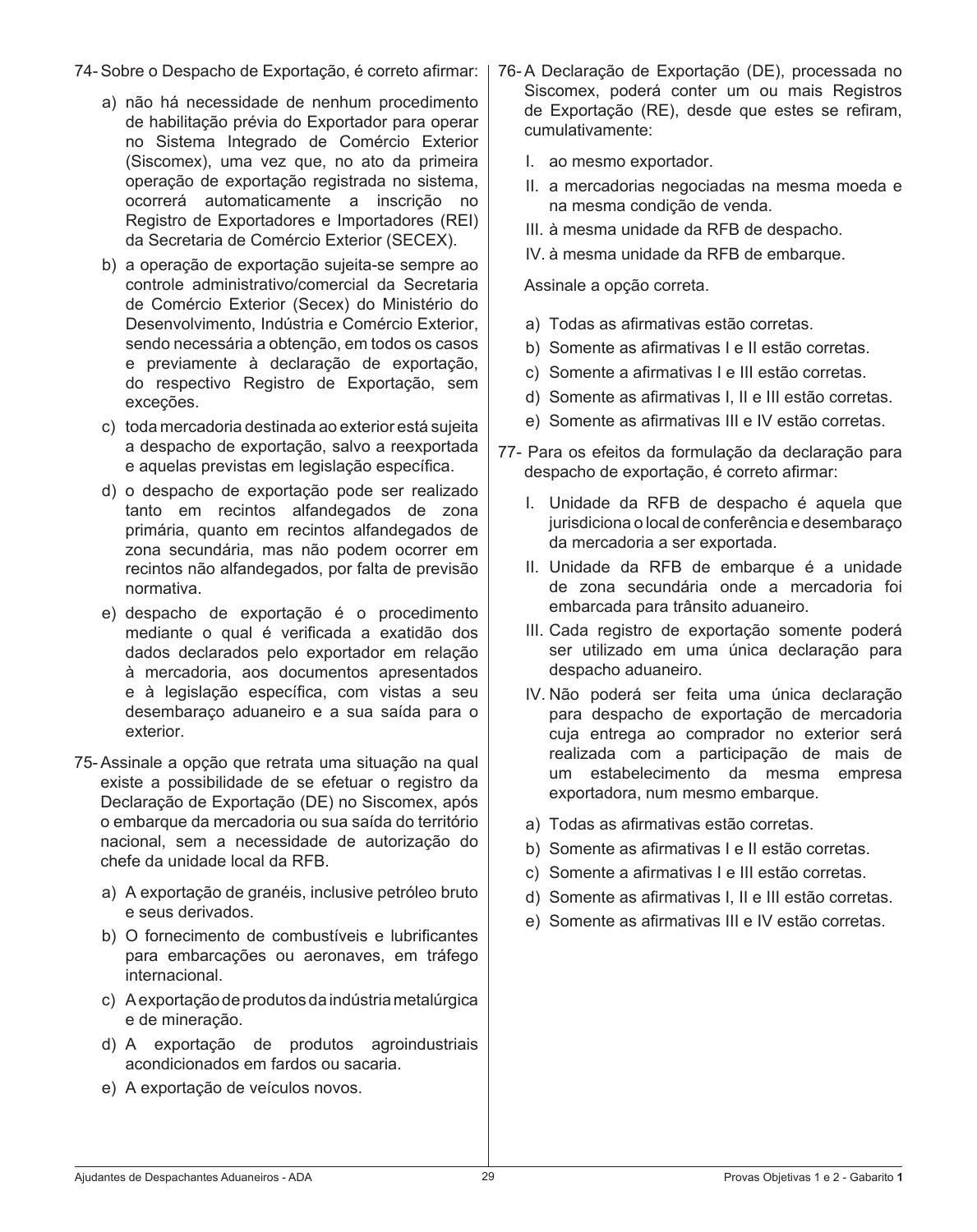74- Sobre o Despacho de Exportação, é correto afirmar:

a) não há necessidade de nenhum procedimento de habilitação prévia do Exportador para operar no Sistema Integrado de Comércio Exterior (Siscomex), uma vez que, no ato da primeira operação de exportação registrada no sistema, ocorrerá automaticamente a inscrição no Registro de Exportadores e Importadores (REI) da Secretaria de Comércio Exterior (SECEX).

b) a operação de exportação sujeita-se sempre ao controle administrativo/comercial da Secretaria de Comércio Exterior (Secex) do Ministério do Desenvolvimento, Indústria e Comércio Exterior, sendo necessária a obtenção, em todos os casos e previamente à declaração de exportação, do respectivo Registro de Exportação, sem exceções.

c) toda mercadoria destinada ao exterior está sujeita a despacho de exportação, salvo a reexportada e aquelas previstas em legislação específica.

d) o despacho de exportação pode ser realizado tanto em recintos alfandegados de zona primária, quanto em recintos alfandegados de zona secundária, mas não podem ocorrer em recintos não alfandegados, por falta de previsão normativa.

e) despacho de exportação é o procedimento mediante o qual é verificada a exatidão dos dados declarados pelo exportador em relação à mercadoria, aos documentos apresentados e à legislação específica, com vistas a seu desembaraço aduaneiro e a sua saída para o exterior.

75- Assinale a opção que retrata uma situação na qual existe a possibilidade de se efetuar o registro da Declaração de Exportação (DE) no Siscomex, após o embarque da mercadoria ou sua saída do território nacional, sem a necessidade de autorização do chefe da unidade local da RFB.

a) A exportação de granéis, inclusive petróleo bruto e seus derivados.

b) O fornecimento de combustíveis e lubrificantes para embarcações ou aeronaves, em tráfego internacional.

c) A exportação de produtos da indústria metalúrgica e de mineração.

d) A exportação de produtos agroindustriais acondicionados em fardos ou sacaria.

e) A exportação de veículos novos.

76- A Declaração de Exportação (DE), processada no Siscomex, poderá conter um ou mais Registros de Exportação (RE), desde que estes se refiram, cumulativamente:

I. ao mesmo exportador.

II. a mercadorias negociadas na mesma moeda e na mesma condição de venda.

III. à mesma unidade da RFB de despacho.

IV. à mesma unidade da RFB de embarque.

Assinale a opção correta.

a) Todas as afirmativas estão corretas.

b) Somente as afirmativas I e II estão corretas.

c) Somente a afirmativas I e III estão corretas.

d) Somente as afirmativas I, II e III estão corretas.

e) Somente as afirmativas III e IV estão corretas.

77- Para os efeitos da formulação da declaração para despacho de exportação, é correto afirmar:

I. Unidade da RFB de despacho é aquela que jurisdiciona o local de conferência e desembaraço da mercadoria a ser exportada.

II. Unidade da RFB de embarque é a unidade de zona secundária onde a mercadoria foi embarcada para trânsito aduaneiro.

III. Cada registro de exportação somente poderá ser utilizado em uma única declaração para despacho aduaneiro.

IV. Não poderá ser feita uma única declaração para despacho de exportação de mercadoria cuja entrega ao comprador no exterior será realizada com a participação de mais de um estabelecimento da mesma empresa exportadora, num mesmo embarque.

a) Todas as afirmativas estão corretas.

b) Somente as afirmativas I e II estão corretas.

c) Somente a afirmativas I e III estão corretas.

d) Somente as afirmativas I, II e III estão corretas.

e) Somente as afirmativas III e IV estão corretas.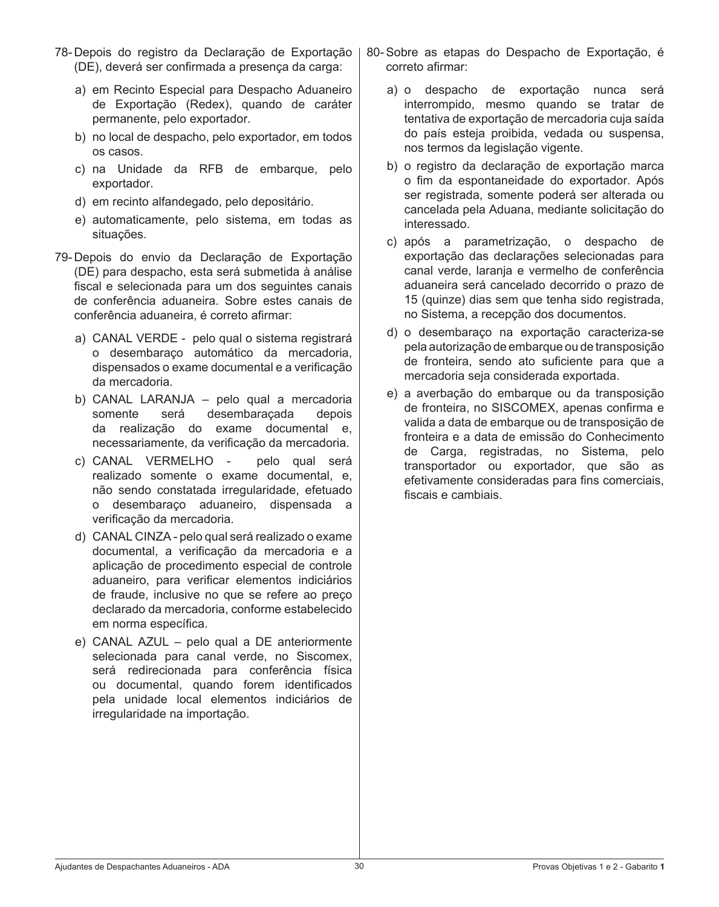78- Depois do registro da Declaração de Exportação (DE), deverá ser confirmada a presença da carga:

a) em Recinto Especial para Despacho Aduaneiro de Exportação (Redex), quando de caráter permanente, pelo exportador.

b) no local de despacho, pelo exportador, em todos os casos.

c) na Unidade da RFB de embarque, pelo exportador.

d) em recinto alfandegado, pelo depositário.

e) automaticamente, pelo sistema, em todas as situações.

79- Depois do envio da Declaração de Exportação (DE) para despacho, esta será submetida à análise fiscal e selecionada para um dos seguintes canais de conferência aduaneira. Sobre estes canais de conferência aduaneira, é correto afirmar:

a) CANAL VERDE - pelo qual o sistema registrará o desembaraço automático da mercadoria, dispensados o exame documental e a verificação da mercadoria.

b) CANAL LARANJA – pelo qual a mercadoria somente será desembaraçada depois da realização do exame documental e, necessariamente, da verificação da mercadoria.

c) CANAL VERMELHO - pelo qual será realizado somente o exame documental, e, não sendo constatada irregularidade, efetuado o desembaraço aduaneiro, dispensada a verificação da mercadoria.

d) CANAL CINZA - pelo qual será realizado o exame documental, a verificação da mercadoria e a aplicação de procedimento especial de controle aduaneiro, para verificar elementos indiciários de fraude, inclusive no que se refere ao preço declarado da mercadoria, conforme estabelecido em norma específica.

e) CANAL AZUL – pelo qual a DE anteriormente selecionada para canal verde, no Siscomex, será redirecionada para conferência física ou documental, quando forem identificados pela unidade local elementos indiciários de irregularidade na importação.

80- Sobre as etapas do Despacho de Exportação, é correto afirmar:

a) o despacho de exportação nunca será interrompido, mesmo quando se tratar de tentativa de exportação de mercadoria cuja saída do país esteja proibida, vedada ou suspensa, nos termos da legislação vigente.

b) o registro da declaração de exportação marca o fim da espontaneidade do exportador. Após ser registrada, somente poderá ser alterada ou cancelada pela Aduana, mediante solicitação do interessado.

c) após a parametrização, o despacho de exportação das declarações selecionadas para canal verde, laranja e vermelho de conferência aduaneira será cancelado decorrido o prazo de 15 (quinze) dias sem que tenha sido registrada, no Sistema, a recepção dos documentos.

d) o desembaraço na exportação caracteriza-se pela autorização de embarque ou de transposição de fronteira, sendo ato suficiente para que a mercadoria seja considerada exportada.

e) a averbação do embarque ou da transposição de fronteira, no SISCOMEX, apenas confirma e valida a data de embarque ou de transposição de fronteira e a data de emissão do Conhecimento de Carga, registradas, no Sistema, pelo transportador ou exportador, que são as efetivamente consideradas para fins comerciais, fiscais e cambiais.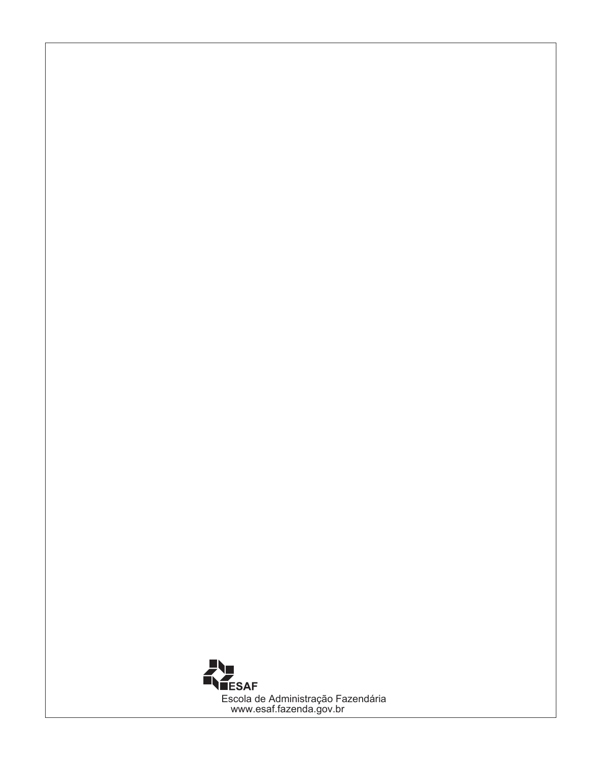ESAF

Escola de Administração Fazendária
www.esaf.fazenda.gov.br